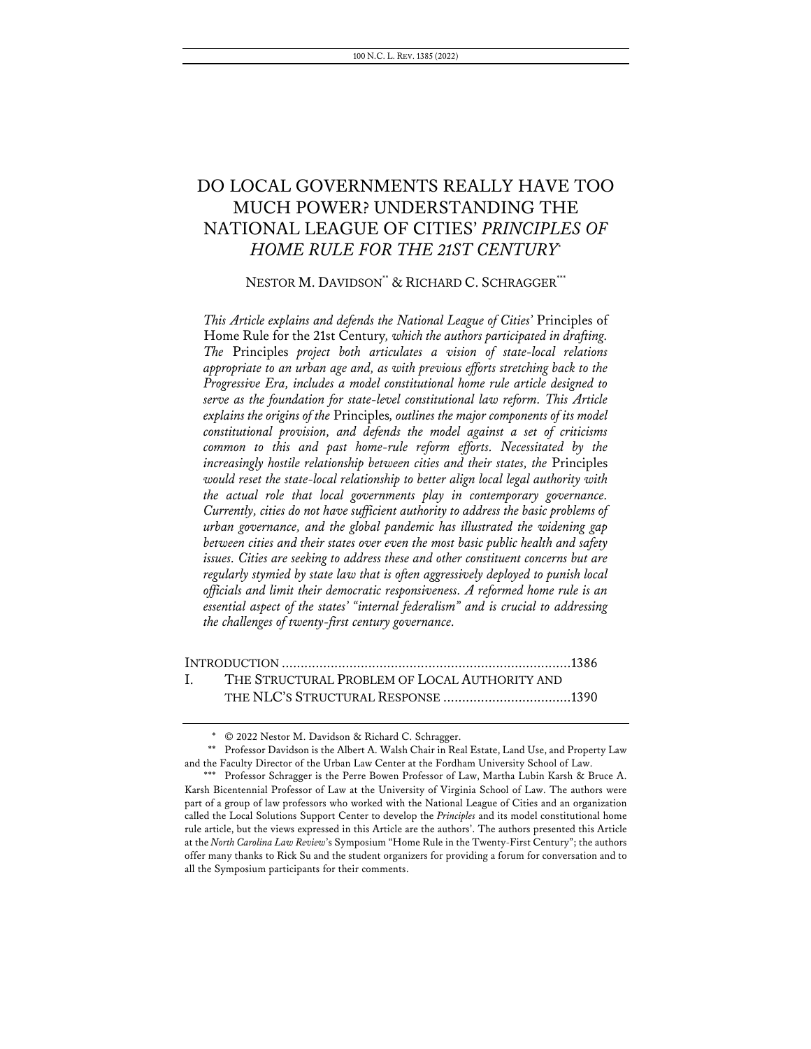# DO LOCAL GOVERNMENTS REALLY HAVE TOO MUCH POWER? UNDERSTANDING THE NATIONAL LEAGUE OF CITIES' *PRINCIPLES OF HOME RULE FOR THE 21ST CENTURY*[*]

NESTOR M. DAVIDSON[**] & RICHARD C. SCHRAGGER[***]

*This Article explains and defends the National League of Cities'* Principles of Home Rule for the 21st Century*, which the authors participated in drafting. The* Principles *project both articulates a vision of state-local relations appropriate to an urban age and, as with previous efforts stretching back to the Progressive Era, includes a model constitutional home rule article designed to serve as the foundation for state-level constitutional law reform. This Article explains the origins of the* Principles*, outlines the major components of its model constitutional provision, and defends the model against a set of criticisms common to this and past home-rule reform efforts. Necessitated by the increasingly hostile relationship between cities and their states, the* Principles *would reset the state-local relationship to better align local legal authority with the actual role that local governments play in contemporary governance. Currently, cities do not have sufficient authority to address the basic problems of urban governance, and the global pandemic has illustrated the widening gap between cities and their states over even the most basic public health and safety issues. Cities are seeking to address these and other constituent concerns but are regularly stymied by state law that is often aggressively deployed to punish local officials and limit their democratic responsiveness. A reformed home rule is an essential aspect of the states' "internal federalism" and is crucial to addressing the challenges of twenty-first century governance.*

INTRODUCTION ............................................................................1386

I. THE STRUCTURAL PROBLEM OF LOCAL AUTHORITY AND THE NLC'S STRUCTURAL RESPONSE ..................................1390

---

[*] © 2022 Nestor M. Davidson & Richard C. Schragger.

[**] Professor Davidson is the Albert A. Walsh Chair in Real Estate, Land Use, and Property Law and the Faculty Director of the Urban Law Center at the Fordham University School of Law.

[***] Professor Schragger is the Perre Bowen Professor of Law, Martha Lubin Karsh & Bruce A. Karsh Bicentennial Professor of Law at the University of Virginia School of Law. The authors were part of a group of law professors who worked with the National League of Cities and an organization called the Local Solutions Support Center to develop the *Principles* and its model constitutional home rule article, but the views expressed in this Article are the authors'. The authors presented this Article at the *North Carolina Law Review*'s Symposium "Home Rule in the Twenty-First Century"; the authors offer many thanks to Rick Su and the student organizers for providing a forum for conversation and to all the Symposium participants for their comments.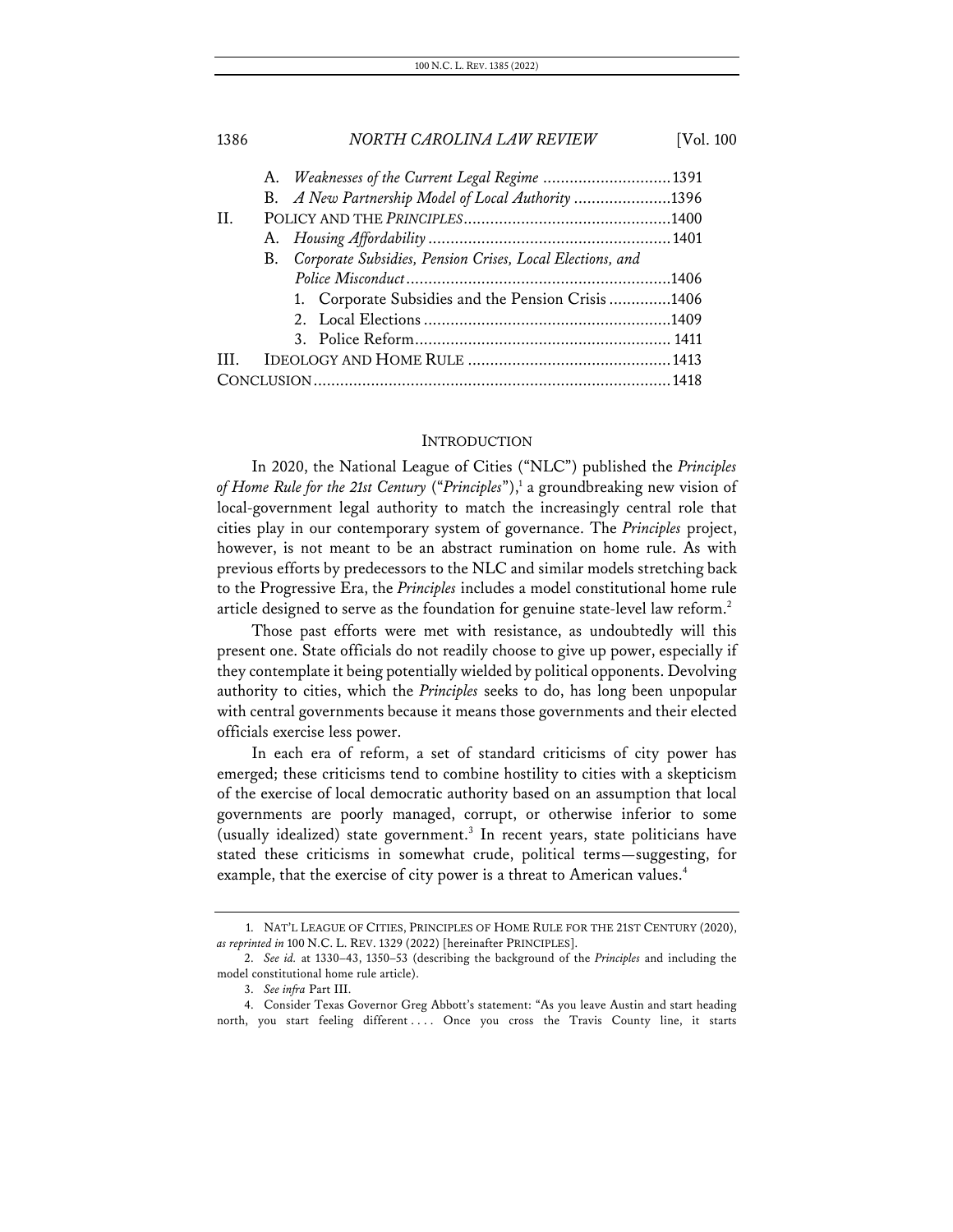A. *Weaknesses of the Current Legal Regime* ............................ 1391
B. *A New Partnership Model of Local Authority* ...................... 1396

II. POLICY AND THE *PRINCIPLES* ............................................... 1400
A. *Housing Affordability* ....................................................... 1401
B. *Corporate Subsidies, Pension Crises, Local Elections, and Police Misconduct* ........................................................... 1406
1. Corporate Subsidies and the Pension Crisis ............. 1406
2. Local Elections ....................................................... 1409
3. Police Reform ......................................................... 1411

III. IDEOLOGY AND HOME RULE ............................................. 1413

CONCLUSION ............................................................................ 1418

## INTRODUCTION

In 2020, the National League of Cities ("NLC") published the *Principles of Home Rule for the 21st Century* ("*Principles*"),[1] a groundbreaking new vision of local-government legal authority to match the increasingly central role that cities play in our contemporary system of governance. The *Principles* project, however, is not meant to be an abstract rumination on home rule. As with previous efforts by predecessors to the NLC and similar models stretching back to the Progressive Era, the *Principles* includes a model constitutional home rule article designed to serve as the foundation for genuine state-level law reform.[2]

Those past efforts were met with resistance, as undoubtedly will this present one. State officials do not readily choose to give up power, especially if they contemplate it being potentially wielded by political opponents. Devolving authority to cities, which the *Principles* seeks to do, has long been unpopular with central governments because it means those governments and their elected officials exercise less power.

In each era of reform, a set of standard criticisms of city power has emerged; these criticisms tend to combine hostility to cities with a skepticism of the exercise of local democratic authority based on an assumption that local governments are poorly managed, corrupt, or otherwise inferior to some (usually idealized) state government.[3] In recent years, state politicians have stated these criticisms in somewhat crude, political terms—suggesting, for example, that the exercise of city power is a threat to American values.[4]

---

1. NAT'L LEAGUE OF CITIES, PRINCIPLES OF HOME RULE FOR THE 21ST CENTURY (2020), *as reprinted in* 100 N.C. L. REV. 1329 (2022) [hereinafter PRINCIPLES].

2. *See id.* at 1330–43, 1350–53 (describing the background of the *Principles* and including the model constitutional home rule article).

3. *See infra* Part III.

4. Consider Texas Governor Greg Abbott's statement: "As you leave Austin and start heading north, you start feeling different . . . . Once you cross the Travis County line, it starts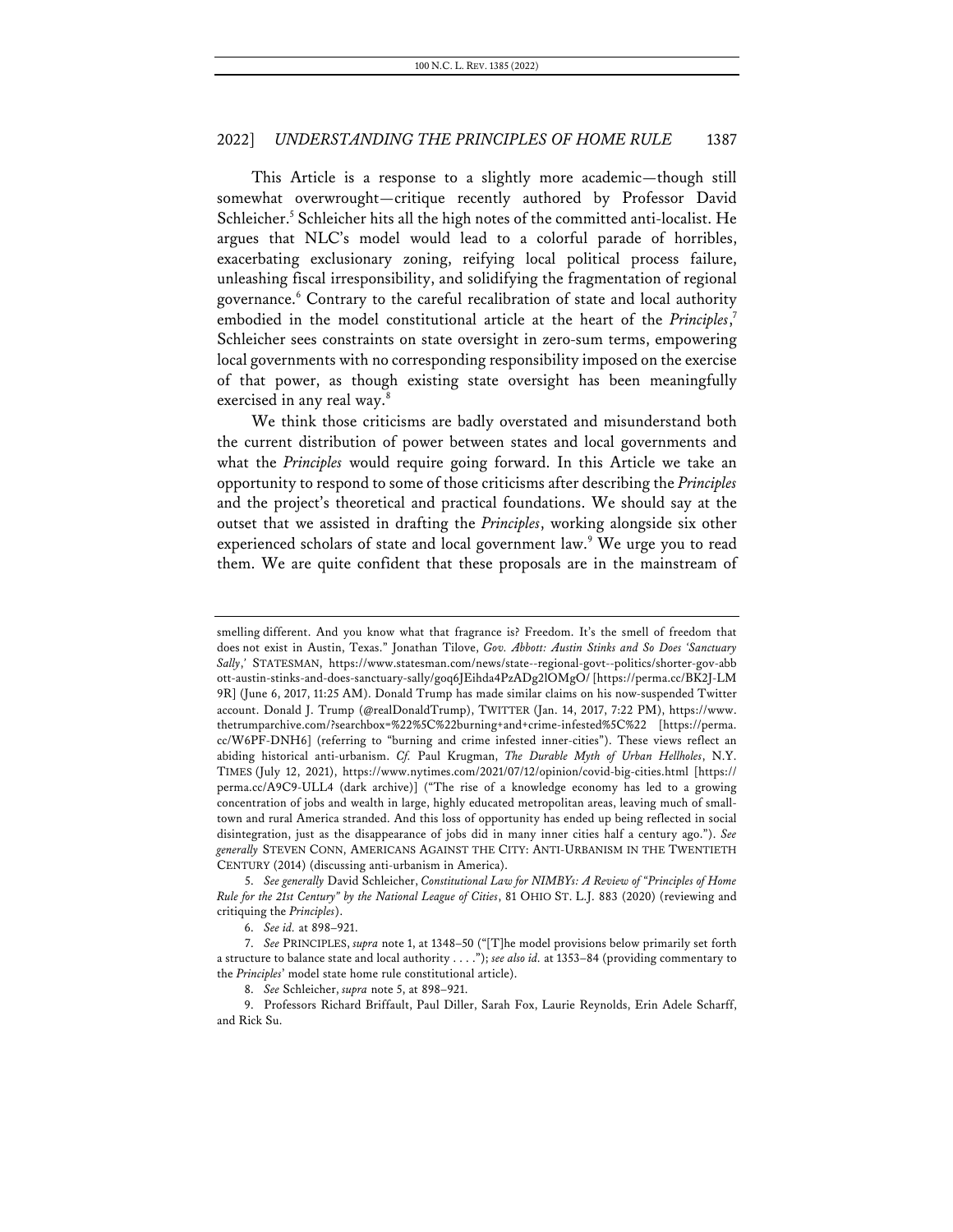This Article is a response to a slightly more academic—though still somewhat overwrought—critique recently authored by Professor David Schleicher.[5] Schleicher hits all the high notes of the committed anti-localist. He argues that NLC's model would lead to a colorful parade of horribles, exacerbating exclusionary zoning, reifying local political process failure, unleashing fiscal irresponsibility, and solidifying the fragmentation of regional governance.[6] Contrary to the careful recalibration of state and local authority embodied in the model constitutional article at the heart of the *Principles*,[7] Schleicher sees constraints on state oversight in zero-sum terms, empowering local governments with no corresponding responsibility imposed on the exercise of that power, as though existing state oversight has been meaningfully exercised in any real way.[8]

We think those criticisms are badly overstated and misunderstand both the current distribution of power between states and local governments and what the *Principles* would require going forward. In this Article we take an opportunity to respond to some of those criticisms after describing the *Principles* and the project's theoretical and practical foundations. We should say at the outset that we assisted in drafting the *Principles*, working alongside six other experienced scholars of state and local government law.[9] We urge you to read them. We are quite confident that these proposals are in the mainstream of

---

smelling different. And you know what that fragrance is? Freedom. It's the smell of freedom that does not exist in Austin, Texas." Jonathan Tilove, *Gov. Abbott: Austin Stinks and So Does 'Sanctuary Sally*,*'* STATESMAN, https://www.statesman.com/news/state--regional-govt--politics/shorter-gov-abbott-austin-stinks-and-does-sanctuary-sally/goq6JEihda4PzADg2lOMgO/ [https://perma.cc/BK2J-LM9R] (June 6, 2017, 11:25 AM). Donald Trump has made similar claims on his now-suspended Twitter account. Donald J. Trump (@realDonaldTrump), TWITTER (Jan. 14, 2017, 7:22 PM), https://www.thetrumparchive.com/?searchbox=%22%5C%22burning+and+crime-infested%5C%22 [https://perma.cc/W6PF-DNH6] (referring to "burning and crime infested inner-cities"). These views reflect an abiding historical anti-urbanism. *Cf.* Paul Krugman, *The Durable Myth of Urban Hellholes*, N.Y. TIMES (July 12, 2021), https://www.nytimes.com/2021/07/12/opinion/covid-big-cities.html [https://perma.cc/A9C9-ULL4 (dark archive)] ("The rise of a knowledge economy has led to a growing concentration of jobs and wealth in large, highly educated metropolitan areas, leaving much of small-town and rural America stranded. And this loss of opportunity has ended up being reflected in social disintegration, just as the disappearance of jobs did in many inner cities half a century ago."). *See generally* STEVEN CONN, AMERICANS AGAINST THE CITY: ANTI-URBANISM IN THE TWENTIETH CENTURY (2014) (discussing anti-urbanism in America).

5. *See generally* David Schleicher, *Constitutional Law for NIMBYs: A Review of "Principles of Home Rule for the 21st Century" by the National League of Cities*, 81 OHIO ST. L.J. 883 (2020) (reviewing and critiquing the *Principles*).

6. *See id.* at 898–921.

7. *See* PRINCIPLES, *supra* note 1, at 1348–50 ("[T]he model provisions below primarily set forth a structure to balance state and local authority . . . ."); *see also id.* at 1353–84 (providing commentary to the *Principles*' model state home rule constitutional article).

8. *See* Schleicher, *supra* note 5, at 898–921.

9. Professors Richard Briffault, Paul Diller, Sarah Fox, Laurie Reynolds, Erin Adele Scharff, and Rick Su.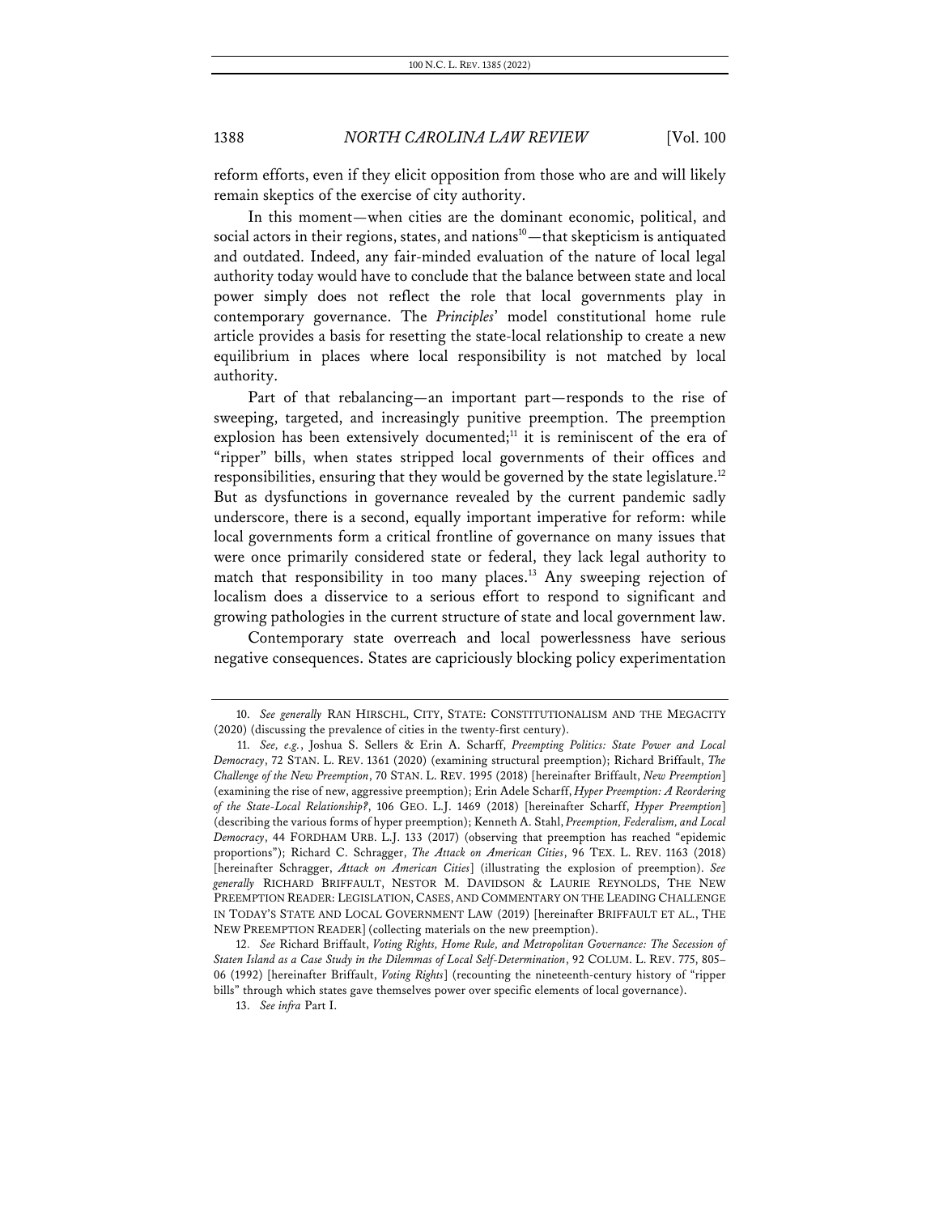reform efforts, even if they elicit opposition from those who are and will likely remain skeptics of the exercise of city authority.

In this moment—when cities are the dominant economic, political, and social actors in their regions, states, and nations[10]—that skepticism is antiquated and outdated. Indeed, any fair-minded evaluation of the nature of local legal authority today would have to conclude that the balance between state and local power simply does not reflect the role that local governments play in contemporary governance. The *Principles*' model constitutional home rule article provides a basis for resetting the state-local relationship to create a new equilibrium in places where local responsibility is not matched by local authority.

Part of that rebalancing—an important part—responds to the rise of sweeping, targeted, and increasingly punitive preemption. The preemption explosion has been extensively documented;[11] it is reminiscent of the era of "ripper" bills, when states stripped local governments of their offices and responsibilities, ensuring that they would be governed by the state legislature.[12] But as dysfunctions in governance revealed by the current pandemic sadly underscore, there is a second, equally important imperative for reform: while local governments form a critical frontline of governance on many issues that were once primarily considered state or federal, they lack legal authority to match that responsibility in too many places.[13] Any sweeping rejection of localism does a disservice to a serious effort to respond to significant and growing pathologies in the current structure of state and local government law.

Contemporary state overreach and local powerlessness have serious negative consequences. States are capriciously blocking policy experimentation

---

10. *See generally* RAN HIRSCHL, CITY, STATE: CONSTITUTIONALISM AND THE MEGACITY (2020) (discussing the prevalence of cities in the twenty-first century).

11. *See, e.g.*, Joshua S. Sellers & Erin A. Scharff, *Preempting Politics: State Power and Local Democracy*, 72 STAN. L. REV. 1361 (2020) (examining structural preemption); Richard Briffault, *The Challenge of the New Preemption*, 70 STAN. L. REV. 1995 (2018) [hereinafter Briffault, *New Preemption*] (examining the rise of new, aggressive preemption); Erin Adele Scharff, *Hyper Preemption: A Reordering of the State-Local Relationship?*, 106 GEO. L.J. 1469 (2018) [hereinafter Scharff, *Hyper Preemption*] (describing the various forms of hyper preemption); Kenneth A. Stahl, *Preemption, Federalism, and Local Democracy*, 44 FORDHAM URB. L.J. 133 (2017) (observing that preemption has reached "epidemic proportions"); Richard C. Schragger, *The Attack on American Cities*, 96 TEX. L. REV. 1163 (2018) [hereinafter Schragger, *Attack on American Cities*] (illustrating the explosion of preemption). *See generally* RICHARD BRIFFAULT, NESTOR M. DAVIDSON & LAURIE REYNOLDS, THE NEW PREEMPTION READER: LEGISLATION, CASES, AND COMMENTARY ON THE LEADING CHALLENGE IN TODAY'S STATE AND LOCAL GOVERNMENT LAW (2019) [hereinafter BRIFFAULT ET AL., THE NEW PREEMPTION READER] (collecting materials on the new preemption).

12. *See* Richard Briffault, *Voting Rights, Home Rule, and Metropolitan Governance: The Secession of Staten Island as a Case Study in the Dilemmas of Local Self-Determination*, 92 COLUM. L. REV. 775, 805–06 (1992) [hereinafter Briffault, *Voting Rights*] (recounting the nineteenth-century history of "ripper bills" through which states gave themselves power over specific elements of local governance).

13. *See infra* Part I.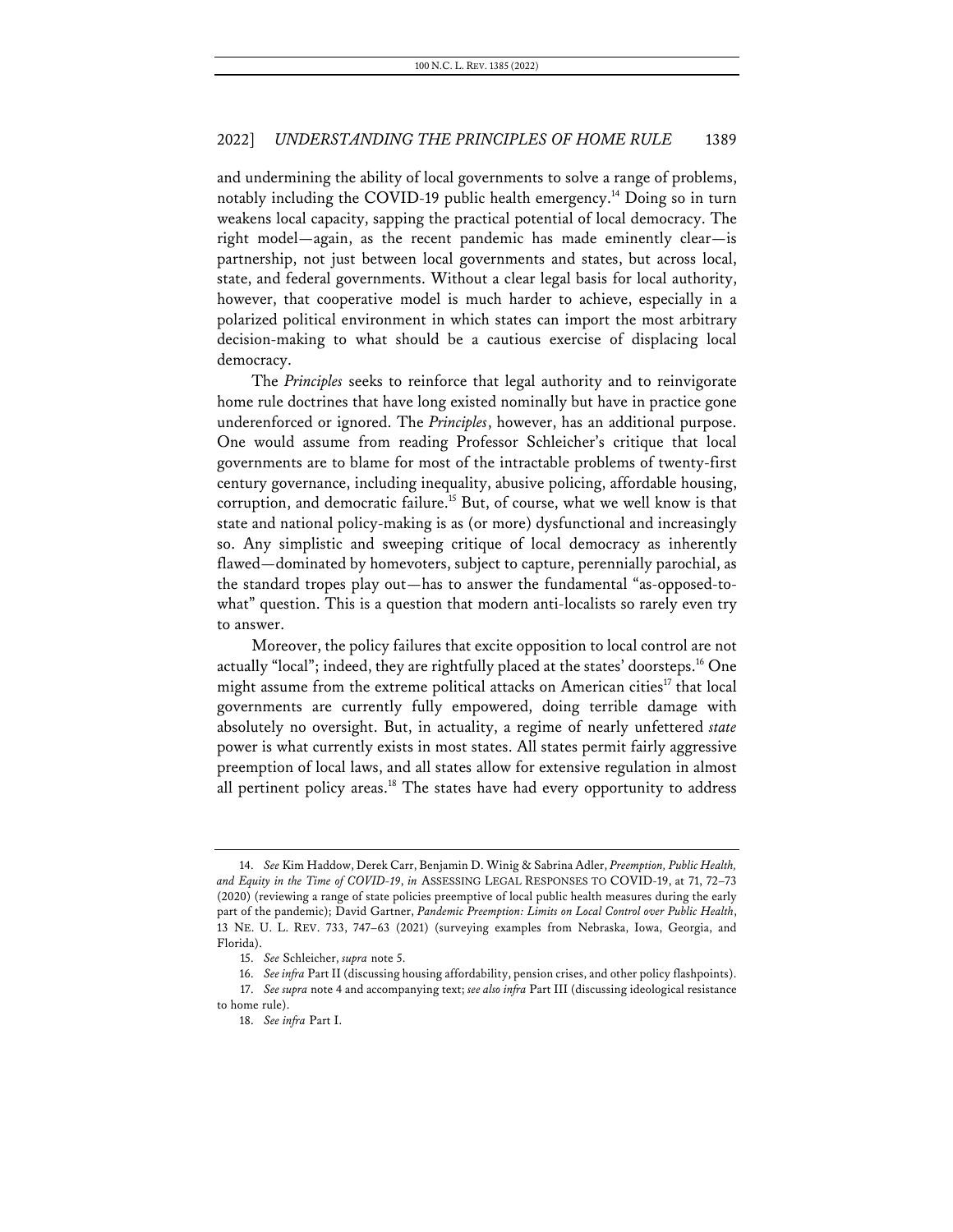and undermining the ability of local governments to solve a range of problems, notably including the COVID-19 public health emergency.[14] Doing so in turn weakens local capacity, sapping the practical potential of local democracy. The right model—again, as the recent pandemic has made eminently clear—is partnership, not just between local governments and states, but across local, state, and federal governments. Without a clear legal basis for local authority, however, that cooperative model is much harder to achieve, especially in a polarized political environment in which states can import the most arbitrary decision-making to what should be a cautious exercise of displacing local democracy.

The *Principles* seeks to reinforce that legal authority and to reinvigorate home rule doctrines that have long existed nominally but have in practice gone underenforced or ignored. The *Principles*, however, has an additional purpose. One would assume from reading Professor Schleicher's critique that local governments are to blame for most of the intractable problems of twenty-first century governance, including inequality, abusive policing, affordable housing, corruption, and democratic failure.[15] But, of course, what we well know is that state and national policy-making is as (or more) dysfunctional and increasingly so. Any simplistic and sweeping critique of local democracy as inherently flawed—dominated by homevoters, subject to capture, perennially parochial, as the standard tropes play out—has to answer the fundamental "as-opposed-to-what" question. This is a question that modern anti-localists so rarely even try to answer.

Moreover, the policy failures that excite opposition to local control are not actually "local"; indeed, they are rightfully placed at the states' doorsteps.[16] One might assume from the extreme political attacks on American cities[17] that local governments are currently fully empowered, doing terrible damage with absolutely no oversight. But, in actuality, a regime of nearly unfettered *state* power is what currently exists in most states. All states permit fairly aggressive preemption of local laws, and all states allow for extensive regulation in almost all pertinent policy areas.[18] The states have had every opportunity to address

---

14. *See* Kim Haddow, Derek Carr, Benjamin D. Winig & Sabrina Adler, *Preemption, Public Health, and Equity in the Time of COVID-19*, *in* ASSESSING LEGAL RESPONSES TO COVID-19, at 71, 72–73 (2020) (reviewing a range of state policies preemptive of local public health measures during the early part of the pandemic); David Gartner, *Pandemic Preemption: Limits on Local Control over Public Health*, 13 NE. U. L. REV. 733, 747–63 (2021) (surveying examples from Nebraska, Iowa, Georgia, and Florida).

15. *See* Schleicher, *supra* note 5.

16. *See infra* Part II (discussing housing affordability, pension crises, and other policy flashpoints).

17. *See supra* note 4 and accompanying text; *see also infra* Part III (discussing ideological resistance to home rule).

18. *See infra* Part I.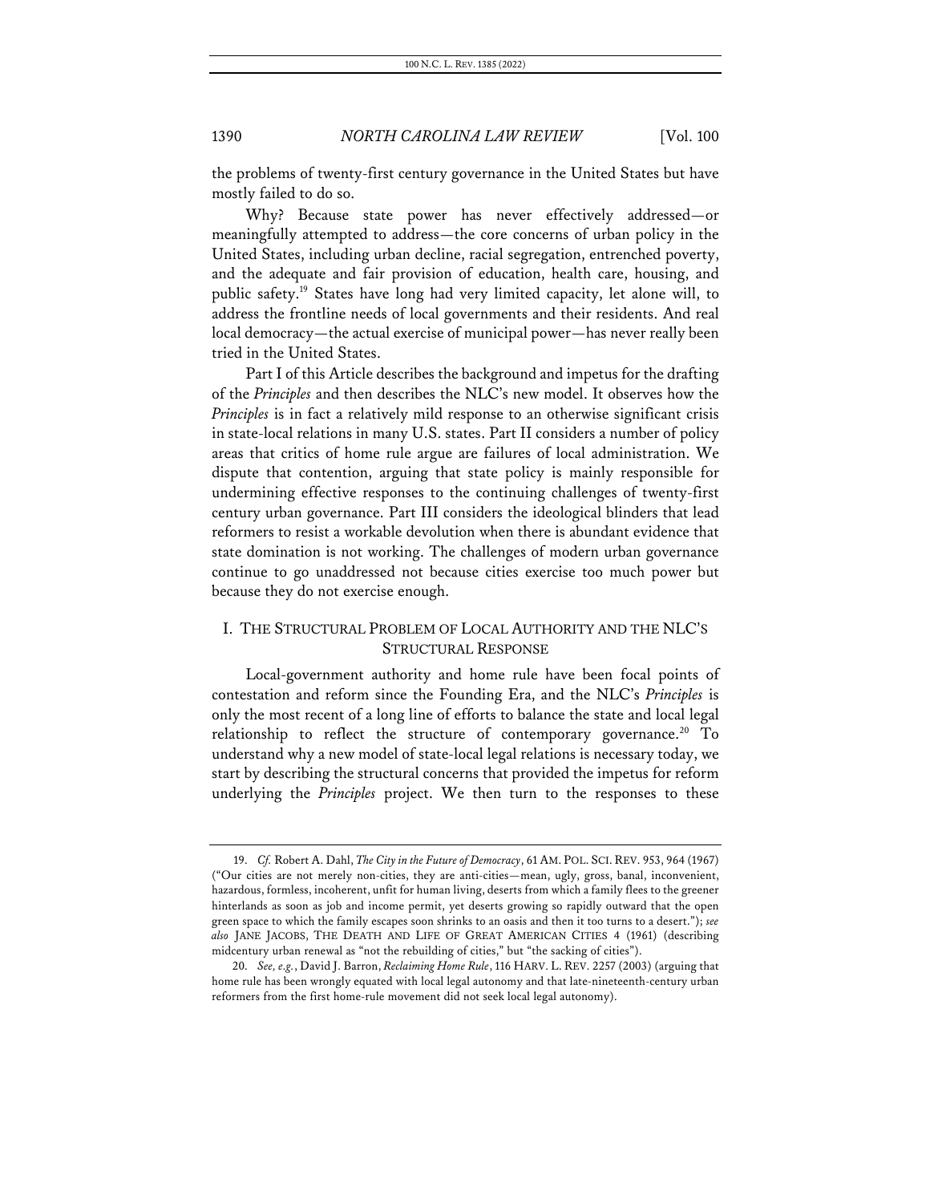the problems of twenty-first century governance in the United States but have mostly failed to do so.

Why? Because state power has never effectively addressed—or meaningfully attempted to address—the core concerns of urban policy in the United States, including urban decline, racial segregation, entrenched poverty, and the adequate and fair provision of education, health care, housing, and public safety.[19] States have long had very limited capacity, let alone will, to address the frontline needs of local governments and their residents. And real local democracy—the actual exercise of municipal power—has never really been tried in the United States.

Part I of this Article describes the background and impetus for the drafting of the *Principles* and then describes the NLC's new model. It observes how the *Principles* is in fact a relatively mild response to an otherwise significant crisis in state-local relations in many U.S. states. Part II considers a number of policy areas that critics of home rule argue are failures of local administration. We dispute that contention, arguing that state policy is mainly responsible for undermining effective responses to the continuing challenges of twenty-first century urban governance. Part III considers the ideological blinders that lead reformers to resist a workable devolution when there is abundant evidence that state domination is not working. The challenges of modern urban governance continue to go unaddressed not because cities exercise too much power but because they do not exercise enough.

## I. THE STRUCTURAL PROBLEM OF LOCAL AUTHORITY AND THE NLC'S STRUCTURAL RESPONSE

Local-government authority and home rule have been focal points of contestation and reform since the Founding Era, and the NLC's *Principles* is only the most recent of a long line of efforts to balance the state and local legal relationship to reflect the structure of contemporary governance.[20] To understand why a new model of state-local legal relations is necessary today, we start by describing the structural concerns that provided the impetus for reform underlying the *Principles* project. We then turn to the responses to these

---

19. *Cf.* Robert A. Dahl, *The City in the Future of Democracy*, 61 AM. POL. SCI. REV. 953, 964 (1967) ("Our cities are not merely non-cities, they are anti-cities—mean, ugly, gross, banal, inconvenient, hazardous, formless, incoherent, unfit for human living, deserts from which a family flees to the greener hinterlands as soon as job and income permit, yet deserts growing so rapidly outward that the open green space to which the family escapes soon shrinks to an oasis and then it too turns to a desert."); *see also* JANE JACOBS, THE DEATH AND LIFE OF GREAT AMERICAN CITIES 4 (1961) (describing midcentury urban renewal as "not the rebuilding of cities," but "the sacking of cities").

20. *See, e.g.*, David J. Barron, *Reclaiming Home Rule*, 116 HARV. L. REV. 2257 (2003) (arguing that home rule has been wrongly equated with local legal autonomy and that late-nineteenth-century urban reformers from the first home-rule movement did not seek local legal autonomy).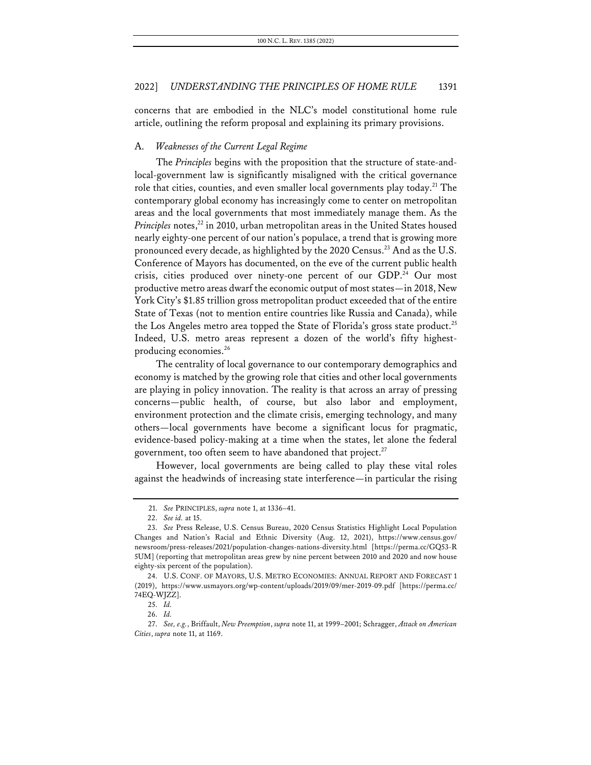concerns that are embodied in the NLC's model constitutional home rule article, outlining the reform proposal and explaining its primary provisions.

### A. *Weaknesses of the Current Legal Regime*

The *Principles* begins with the proposition that the structure of state-and-local-government law is significantly misaligned with the critical governance role that cities, counties, and even smaller local governments play today.[21] The contemporary global economy has increasingly come to center on metropolitan areas and the local governments that most immediately manage them. As the *Principles* notes,[22] in 2010, urban metropolitan areas in the United States housed nearly eighty-one percent of our nation's populace, a trend that is growing more pronounced every decade, as highlighted by the 2020 Census.[23] And as the U.S. Conference of Mayors has documented, on the eve of the current public health crisis, cities produced over ninety-one percent of our GDP.[24] Our most productive metro areas dwarf the economic output of most states—in 2018, New York City's $1.85 trillion gross metropolitan product exceeded that of the entire State of Texas (not to mention entire countries like Russia and Canada), while the Los Angeles metro area topped the State of Florida's gross state product.[25] Indeed, U.S. metro areas represent a dozen of the world's fifty highest-producing economies.[26]

The centrality of local governance to our contemporary demographics and economy is matched by the growing role that cities and other local governments are playing in policy innovation. The reality is that across an array of pressing concerns—public health, of course, but also labor and employment, environment protection and the climate crisis, emerging technology, and many others—local governments have become a significant locus for pragmatic, evidence-based policy-making at a time when the states, let alone the federal government, too often seem to have abandoned that project.[27]

However, local governments are being called to play these vital roles against the headwinds of increasing state interference—in particular the rising

---

21. *See* PRINCIPLES, *supra* note 1, at 1336–41.

22. *See id.* at 15.

23. *See* Press Release, U.S. Census Bureau, 2020 Census Statistics Highlight Local Population Changes and Nation's Racial and Ethnic Diversity (Aug. 12, 2021), https://www.census.gov/newsroom/press-releases/2021/population-changes-nations-diversity.html [https://perma.cc/GQ53-R5UM] (reporting that metropolitan areas grew by nine percent between 2010 and 2020 and now house eighty-six percent of the population).

24. U.S. CONF. OF MAYORS, U.S. METRO ECONOMIES: ANNUAL REPORT AND FORECAST 1 (2019), https://www.usmayors.org/wp-content/uploads/2019/09/mer-2019-09.pdf [https://perma.cc/74EQ-WJZZ].

25. *Id.*

26. *Id.*

27. *See, e.g.*, Briffault, *New Preemption*, *supra* note 11, at 1999–2001; Schragger, *Attack on American Cities*, *supra* note 11, at 1169.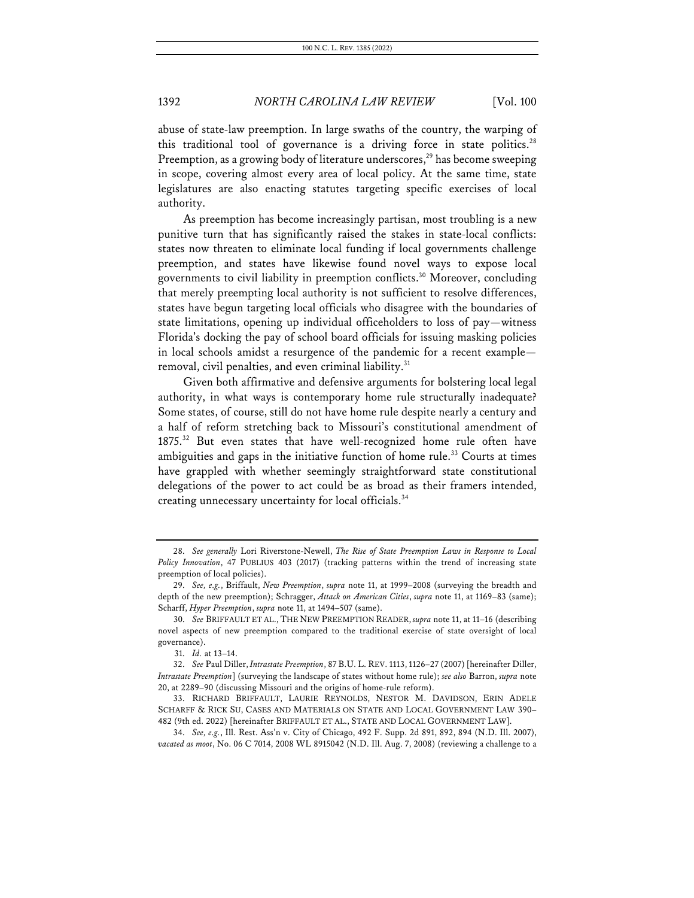abuse of state-law preemption. In large swaths of the country, the warping of this traditional tool of governance is a driving force in state politics.[28] Preemption, as a growing body of literature underscores,[29] has become sweeping in scope, covering almost every area of local policy. At the same time, state legislatures are also enacting statutes targeting specific exercises of local authority.

As preemption has become increasingly partisan, most troubling is a new punitive turn that has significantly raised the stakes in state-local conflicts: states now threaten to eliminate local funding if local governments challenge preemption, and states have likewise found novel ways to expose local governments to civil liability in preemption conflicts.[30] Moreover, concluding that merely preempting local authority is not sufficient to resolve differences, states have begun targeting local officials who disagree with the boundaries of state limitations, opening up individual officeholders to loss of pay—witness Florida's docking the pay of school board officials for issuing masking policies in local schools amidst a resurgence of the pandemic for a recent example—removal, civil penalties, and even criminal liability.[31]

Given both affirmative and defensive arguments for bolstering local legal authority, in what ways is contemporary home rule structurally inadequate? Some states, of course, still do not have home rule despite nearly a century and a half of reform stretching back to Missouri's constitutional amendment of 1875.[32] But even states that have well-recognized home rule often have ambiguities and gaps in the initiative function of home rule.[33] Courts at times have grappled with whether seemingly straightforward state constitutional delegations of the power to act could be as broad as their framers intended, creating unnecessary uncertainty for local officials.[34]

---

28. *See generally* Lori Riverstone-Newell, *The Rise of State Preemption Laws in Response to Local Policy Innovation*, 47 PUBLIUS 403 (2017) (tracking patterns within the trend of increasing state preemption of local policies).

29. *See, e.g.*, Briffault, *New Preemption*, *supra* note 11, at 1999–2008 (surveying the breadth and depth of the new preemption); Schragger, *Attack on American Cities*, *supra* note 11, at 1169–83 (same); Scharff, *Hyper Preemption*, *supra* note 11, at 1494–507 (same).

30. *See* BRIFFAULT ET AL., THE NEW PREEMPTION READER, *supra* note 11, at 11–16 (describing novel aspects of new preemption compared to the traditional exercise of state oversight of local governance).

31. *Id.* at 13–14.

32. *See* Paul Diller, *Intrastate Preemption*, 87 B.U. L. REV. 1113, 1126–27 (2007) [hereinafter Diller, *Intrastate Preemption*] (surveying the landscape of states without home rule); *see also* Barron, *supra* note 20, at 2289–90 (discussing Missouri and the origins of home-rule reform).

33. RICHARD BRIFFAULT, LAURIE REYNOLDS, NESTOR M. DAVIDSON, ERIN ADELE SCHARFF & RICK SU, CASES AND MATERIALS ON STATE AND LOCAL GOVERNMENT LAW 390–482 (9th ed. 2022) [hereinafter BRIFFAULT ET AL., STATE AND LOCAL GOVERNMENT LAW].

34. *See, e.g.*, Ill. Rest. Ass'n v. City of Chicago, 492 F. Supp. 2d 891, 892, 894 (N.D. Ill. 2007), *vacated as moot*, No. 06 C 7014, 2008 WL 8915042 (N.D. Ill. Aug. 7, 2008) (reviewing a challenge to a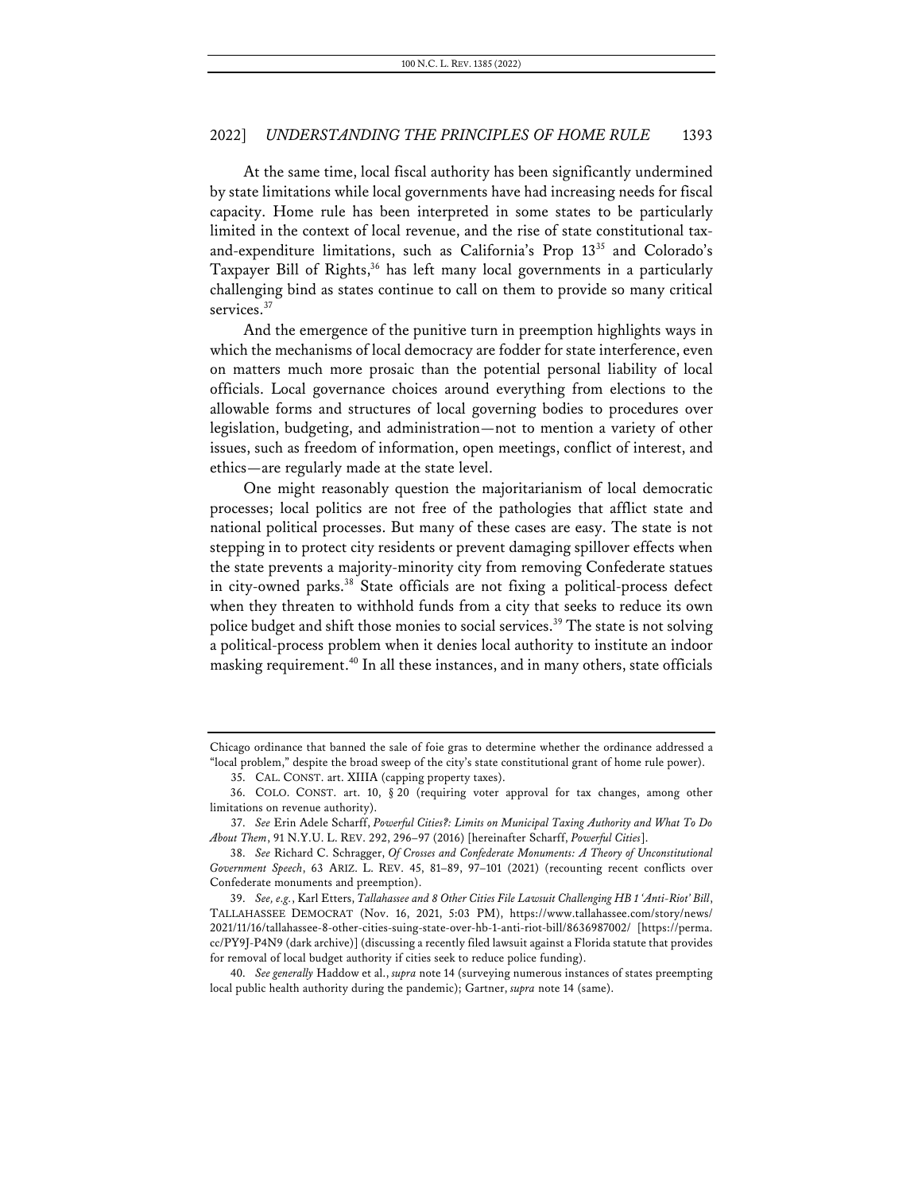At the same time, local fiscal authority has been significantly undermined by state limitations while local governments have had increasing needs for fiscal capacity. Home rule has been interpreted in some states to be particularly limited in the context of local revenue, and the rise of state constitutional tax-and-expenditure limitations, such as California's Prop 13[35] and Colorado's Taxpayer Bill of Rights,[36] has left many local governments in a particularly challenging bind as states continue to call on them to provide so many critical services.[37]

And the emergence of the punitive turn in preemption highlights ways in which the mechanisms of local democracy are fodder for state interference, even on matters much more prosaic than the potential personal liability of local officials. Local governance choices around everything from elections to the allowable forms and structures of local governing bodies to procedures over legislation, budgeting, and administration—not to mention a variety of other issues, such as freedom of information, open meetings, conflict of interest, and ethics—are regularly made at the state level.

One might reasonably question the majoritarianism of local democratic processes; local politics are not free of the pathologies that afflict state and national political processes. But many of these cases are easy. The state is not stepping in to protect city residents or prevent damaging spillover effects when the state prevents a majority-minority city from removing Confederate statues in city-owned parks.[38] State officials are not fixing a political-process defect when they threaten to withhold funds from a city that seeks to reduce its own police budget and shift those monies to social services.[39] The state is not solving a political-process problem when it denies local authority to institute an indoor masking requirement.[40] In all these instances, and in many others, state officials

---

Chicago ordinance that banned the sale of foie gras to determine whether the ordinance addressed a "local problem," despite the broad sweep of the city's state constitutional grant of home rule power).

35. CAL. CONST. art. XIIIA (capping property taxes).

36. COLO. CONST. art. 10, § 20 (requiring voter approval for tax changes, among other limitations on revenue authority).

37. *See* Erin Adele Scharff, *Powerful Cities?: Limits on Municipal Taxing Authority and What To Do About Them*, 91 N.Y.U. L. REV. 292, 296–97 (2016) [hereinafter Scharff, *Powerful Cities*].

38. *See* Richard C. Schragger, *Of Crosses and Confederate Monuments: A Theory of Unconstitutional Government Speech*, 63 ARIZ. L. REV. 45, 81–89, 97–101 (2021) (recounting recent conflicts over Confederate monuments and preemption).

39. *See, e.g.*, Karl Etters, *Tallahassee and 8 Other Cities File Lawsuit Challenging HB 1 'Anti-Riot' Bill*, TALLAHASSEE DEMOCRAT (Nov. 16, 2021, 5:03 PM), https://www.tallahassee.com/story/news/2021/11/16/tallahassee-8-other-cities-suing-state-over-hb-1-anti-riot-bill/8636987002/ [https://perma.cc/PY9J-P4N9 (dark archive)] (discussing a recently filed lawsuit against a Florida statute that provides for removal of local budget authority if cities seek to reduce police funding).

40. *See generally* Haddow et al., *supra* note 14 (surveying numerous instances of states preempting local public health authority during the pandemic); Gartner, *supra* note 14 (same).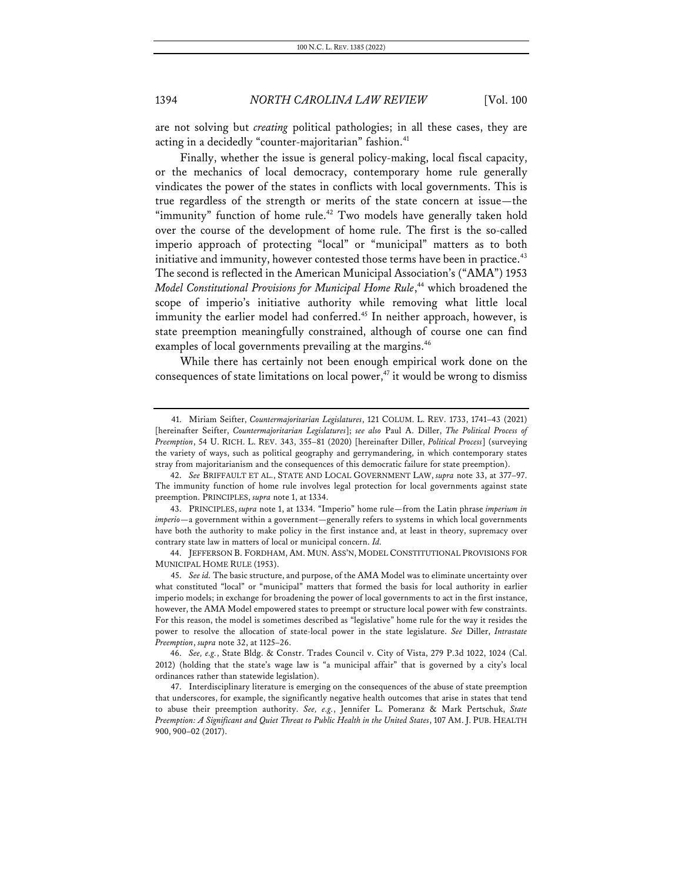are not solving but *creating* political pathologies; in all these cases, they are acting in a decidedly "counter-majoritarian" fashion.[41]

Finally, whether the issue is general policy-making, local fiscal capacity, or the mechanics of local democracy, contemporary home rule generally vindicates the power of the states in conflicts with local governments. This is true regardless of the strength or merits of the state concern at issue—the "immunity" function of home rule.[42] Two models have generally taken hold over the course of the development of home rule. The first is the so-called imperio approach of protecting "local" or "municipal" matters as to both initiative and immunity, however contested those terms have been in practice.[43] The second is reflected in the American Municipal Association's ("AMA") 1953 *Model Constitutional Provisions for Municipal Home Rule*,[44] which broadened the scope of imperio's initiative authority while removing what little local immunity the earlier model had conferred.[45] In neither approach, however, is state preemption meaningfully constrained, although of course one can find examples of local governments prevailing at the margins.[46]

While there has certainly not been enough empirical work done on the consequences of state limitations on local power,[47] it would be wrong to dismiss

---

41. Miriam Seifter, *Countermajoritarian Legislatures*, 121 COLUM. L. REV. 1733, 1741–43 (2021) [hereinafter Seifter, *Countermajoritarian Legislatures*]; *see also* Paul A. Diller, *The Political Process of Preemption*, 54 U. RICH. L. REV. 343, 355–81 (2020) [hereinafter Diller, *Political Process*] (surveying the variety of ways, such as political geography and gerrymandering, in which contemporary states stray from majoritarianism and the consequences of this democratic failure for state preemption).

42. *See* BRIFFAULT ET AL., STATE AND LOCAL GOVERNMENT LAW, *supra* note 33, at 377–97. The immunity function of home rule involves legal protection for local governments against state preemption. PRINCIPLES, *supra* note 1, at 1334.

43. PRINCIPLES, *supra* note 1, at 1334. "Imperio" home rule—from the Latin phrase *imperium in imperio*—a government within a government—generally refers to systems in which local governments have both the authority to make policy in the first instance and, at least in theory, supremacy over contrary state law in matters of local or municipal concern. *Id.*

44. JEFFERSON B. FORDHAM, AM. MUN. ASS'N, MODEL CONSTITUTIONAL PROVISIONS FOR MUNICIPAL HOME RULE (1953).

45. *See id.* The basic structure, and purpose, of the AMA Model was to eliminate uncertainty over what constituted "local" or "municipal" matters that formed the basis for local authority in earlier imperio models; in exchange for broadening the power of local governments to act in the first instance, however, the AMA Model empowered states to preempt or structure local power with few constraints. For this reason, the model is sometimes described as "legislative" home rule for the way it resides the power to resolve the allocation of state-local power in the state legislature. *See* Diller, *Intrastate Preemption*, *supra* note 32, at 1125–26.

46. *See, e.g.*, State Bldg. & Constr. Trades Council v. City of Vista, 279 P.3d 1022, 1024 (Cal. 2012) (holding that the state's wage law is "a municipal affair" that is governed by a city's local ordinances rather than statewide legislation).

47. Interdisciplinary literature is emerging on the consequences of the abuse of state preemption that underscores, for example, the significantly negative health outcomes that arise in states that tend to abuse their preemption authority. *See, e.g.*, Jennifer L. Pomeranz & Mark Pertschuk, *State Preemption: A Significant and Quiet Threat to Public Health in the United States*, 107 AM. J. PUB. HEALTH 900, 900–02 (2017).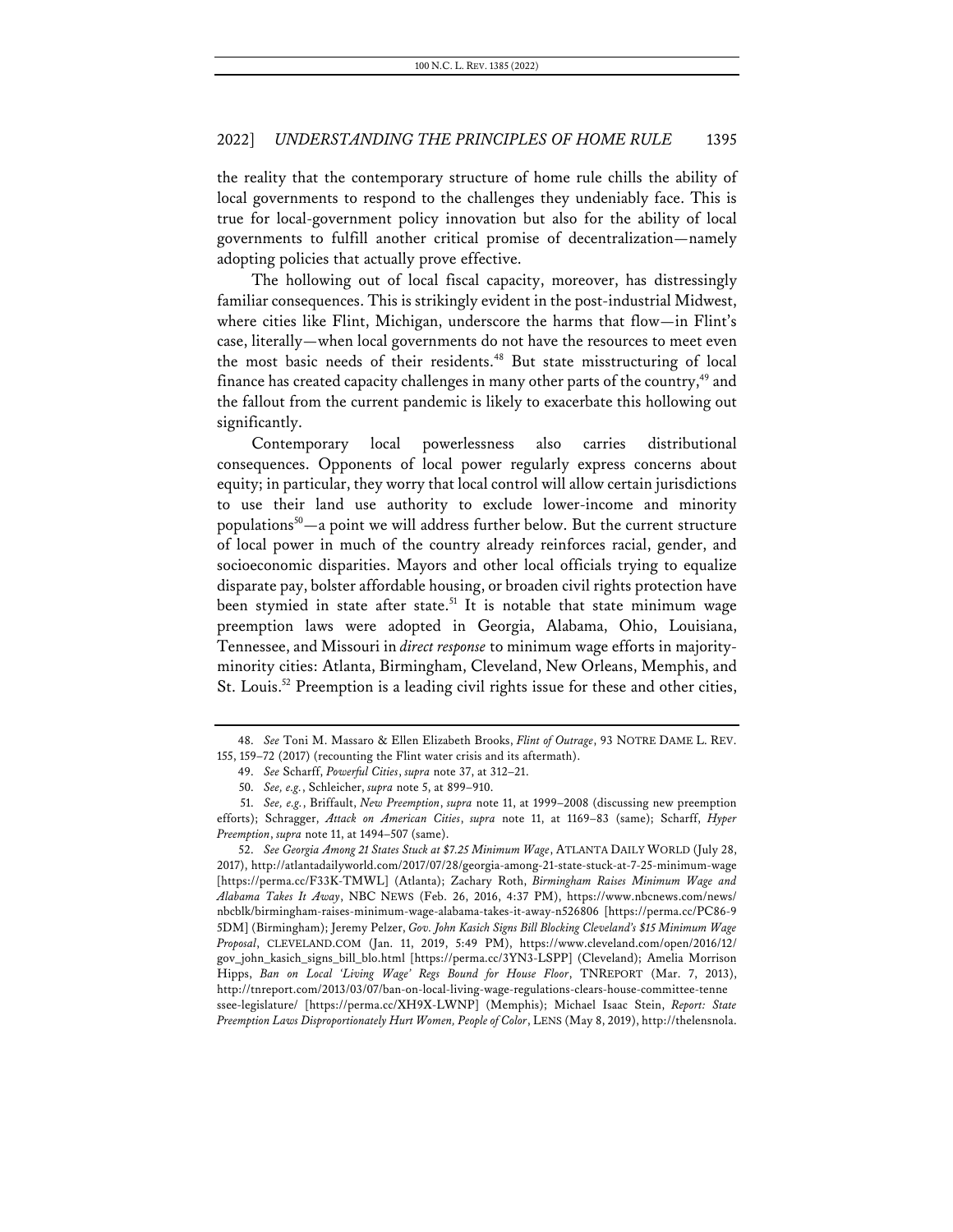the reality that the contemporary structure of home rule chills the ability of local governments to respond to the challenges they undeniably face. This is true for local-government policy innovation but also for the ability of local governments to fulfill another critical promise of decentralization—namely adopting policies that actually prove effective.

The hollowing out of local fiscal capacity, moreover, has distressingly familiar consequences. This is strikingly evident in the post-industrial Midwest, where cities like Flint, Michigan, underscore the harms that flow—in Flint's case, literally—when local governments do not have the resources to meet even the most basic needs of their residents.[48] But state misstructuring of local finance has created capacity challenges in many other parts of the country,[49] and the fallout from the current pandemic is likely to exacerbate this hollowing out significantly.

Contemporary local powerlessness also carries distributional consequences. Opponents of local power regularly express concerns about equity; in particular, they worry that local control will allow certain jurisdictions to use their land use authority to exclude lower-income and minority populations[50]—a point we will address further below. But the current structure of local power in much of the country already reinforces racial, gender, and socioeconomic disparities. Mayors and other local officials trying to equalize disparate pay, bolster affordable housing, or broaden civil rights protection have been stymied in state after state.[51] It is notable that state minimum wage preemption laws were adopted in Georgia, Alabama, Ohio, Louisiana, Tennessee, and Missouri in *direct response* to minimum wage efforts in majority-minority cities: Atlanta, Birmingham, Cleveland, New Orleans, Memphis, and St. Louis.[52] Preemption is a leading civil rights issue for these and other cities,

---

48. *See* Toni M. Massaro & Ellen Elizabeth Brooks, *Flint of Outrage*, 93 NOTRE DAME L. REV. 155, 159–72 (2017) (recounting the Flint water crisis and its aftermath).

49. *See* Scharff, *Powerful Cities*, *supra* note 37, at 312–21.

50. *See, e.g.*, Schleicher, *supra* note 5, at 899–910.

51. *See, e.g.*, Briffault, *New Preemption*, *supra* note 11, at 1999–2008 (discussing new preemption efforts); Schragger, *Attack on American Cities*, *supra* note 11, at 1169–83 (same); Scharff, *Hyper Preemption*, *supra* note 11, at 1494–507 (same).

52. *See Georgia Among 21 States Stuck at $7.25 Minimum Wage*, ATLANTA DAILY WORLD (July 28, 2017), http://atlantadailyworld.com/2017/07/28/georgia-among-21-state-stuck-at-7-25-minimum-wage [https://perma.cc/F33K-TMWL] (Atlanta); Zachary Roth, *Birmingham Raises Minimum Wage and Alabama Takes It Away*, NBC NEWS (Feb. 26, 2016, 4:37 PM), https://www.nbcnews.com/news/nbcblk/birmingham-raises-minimum-wage-alabama-takes-it-away-n526806 [https://perma.cc/PC86-95DM] (Birmingham); Jeremy Pelzer, *Gov. John Kasich Signs Bill Blocking Cleveland's $15 Minimum Wage Proposal*, CLEVELAND.COM (Jan. 11, 2019, 5:49 PM), https://www.cleveland.com/open/2016/12/gov_john_kasich_signs_bill_blo.html [https://perma.cc/3YN3-LSPP] (Cleveland); Amelia Morrison Hipps, *Ban on Local 'Living Wage' Regs Bound for House Floor*, TNREPORT (Mar. 7, 2013), http://tnreport.com/2013/03/07/ban-on-local-living-wage-regulations-clears-house-committee-tennessee-legislature/ [https://perma.cc/XH9X-LWNP] (Memphis); Michael Isaac Stein, *Report: State Preemption Laws Disproportionately Hurt Women, People of Color*, LENS (May 8, 2019), http://thelensnola.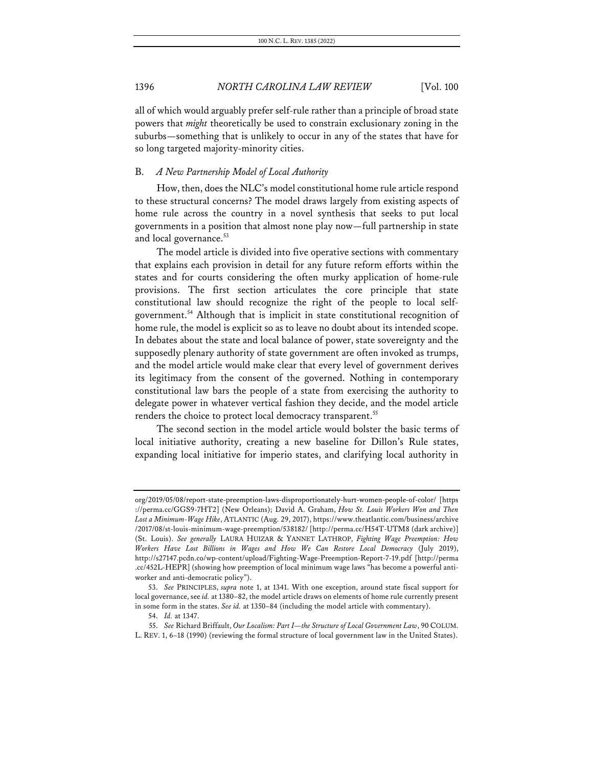all of which would arguably prefer self-rule rather than a principle of broad state powers that *might* theoretically be used to constrain exclusionary zoning in the suburbs—something that is unlikely to occur in any of the states that have for so long targeted majority-minority cities.

### B. *A New Partnership Model of Local Authority*

How, then, does the NLC's model constitutional home rule article respond to these structural concerns? The model draws largely from existing aspects of home rule across the country in a novel synthesis that seeks to put local governments in a position that almost none play now—full partnership in state and local governance.[53]

The model article is divided into five operative sections with commentary that explains each provision in detail for any future reform efforts within the states and for courts considering the often murky application of home-rule provisions. The first section articulates the core principle that state constitutional law should recognize the right of the people to local self-government.[54] Although that is implicit in state constitutional recognition of home rule, the model is explicit so as to leave no doubt about its intended scope. In debates about the state and local balance of power, state sovereignty and the supposedly plenary authority of state government are often invoked as trumps, and the model article would make clear that every level of government derives its legitimacy from the consent of the governed. Nothing in contemporary constitutional law bars the people of a state from exercising the authority to delegate power in whatever vertical fashion they decide, and the model article renders the choice to protect local democracy transparent.[55]

The second section in the model article would bolster the basic terms of local initiative authority, creating a new baseline for Dillon's Rule states, expanding local initiative for imperio states, and clarifying local authority in

---

org/2019/05/08/report-state-preemption-laws-disproportionately-hurt-women-people-of-color/ [https://perma.cc/GGS9-7HT2] (New Orleans); David A. Graham, *How St. Louis Workers Won and Then Lost a Minimum-Wage Hike*, ATLANTIC (Aug. 29, 2017), https://www.theatlantic.com/business/archive/2017/08/st-louis-minimum-wage-preemption/538182/ [http://perma.cc/H54T-UTM8 (dark archive)] (St. Louis). *See generally* LAURA HUIZAR & YANNET LATHROP, *Fighting Wage Preemption: How Workers Have Lost Billions in Wages and How We Can Restore Local Democracy* (July 2019), http://s27147.pcdn.co/wp-content/upload/Fighting-Wage-Preemption-Report-7-19.pdf [http://perma.cc/452L-HEPR] (showing how preemption of local minimum wage laws "has become a powerful anti-worker and anti-democratic policy").

53. *See* PRINCIPLES, *supra* note 1, at 1341. With one exception, around state fiscal support for local governance, see *id.* at 1380–82, the model article draws on elements of home rule currently present in some form in the states. *See id.* at 1350–84 (including the model article with commentary).

54. *Id.* at 1347.

55. *See* Richard Briffault, *Our Localism: Part I—the Structure of Local Government Law*, 90 COLUM. L. REV. 1, 6–18 (1990) (reviewing the formal structure of local government law in the United States).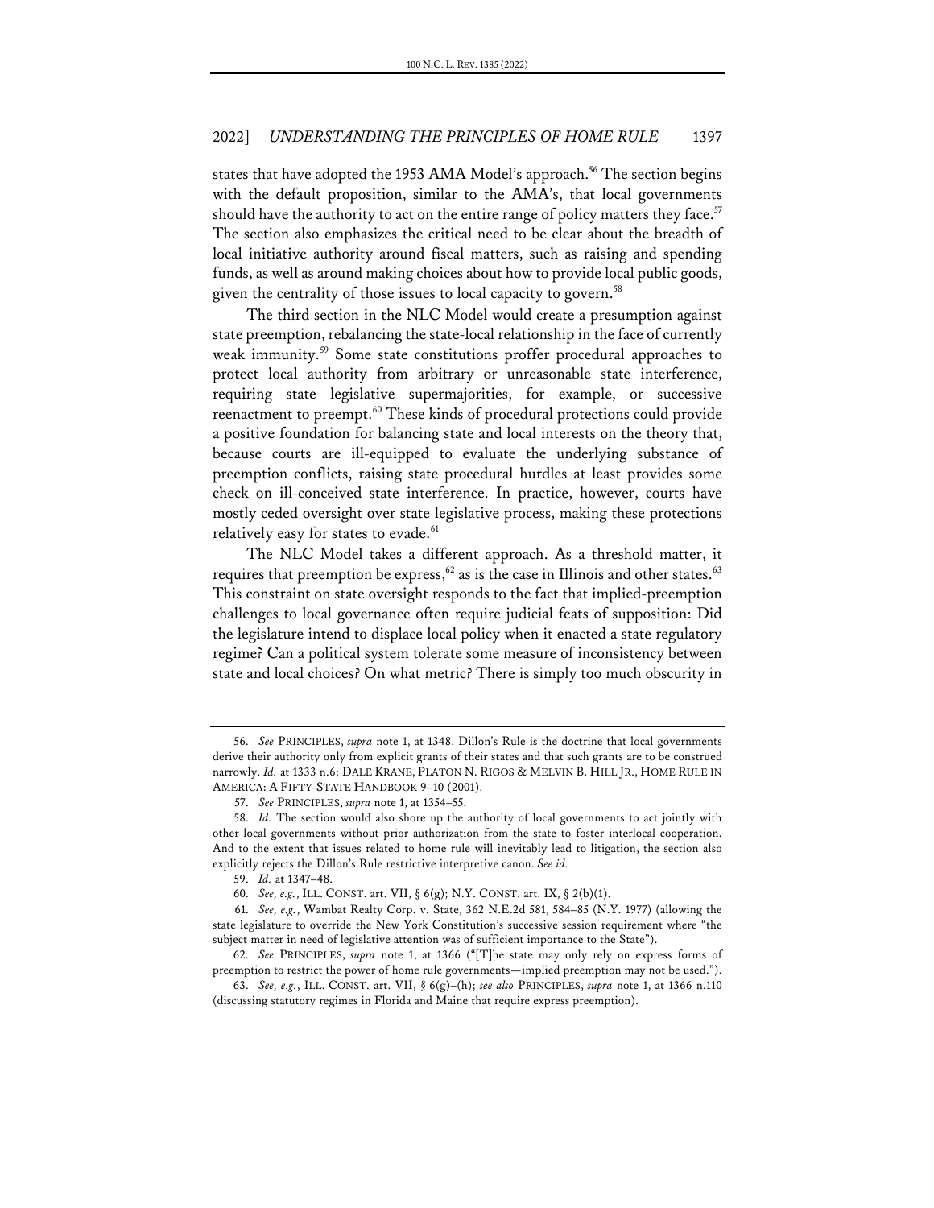states that have adopted the 1953 AMA Model's approach.[56] The section begins with the default proposition, similar to the AMA's, that local governments should have the authority to act on the entire range of policy matters they face.[57] The section also emphasizes the critical need to be clear about the breadth of local initiative authority around fiscal matters, such as raising and spending funds, as well as around making choices about how to provide local public goods, given the centrality of those issues to local capacity to govern.[58]

The third section in the NLC Model would create a presumption against state preemption, rebalancing the state-local relationship in the face of currently weak immunity.[59] Some state constitutions proffer procedural approaches to protect local authority from arbitrary or unreasonable state interference, requiring state legislative supermajorities, for example, or successive reenactment to preempt.[60] These kinds of procedural protections could provide a positive foundation for balancing state and local interests on the theory that, because courts are ill-equipped to evaluate the underlying substance of preemption conflicts, raising state procedural hurdles at least provides some check on ill-conceived state interference. In practice, however, courts have mostly ceded oversight over state legislative process, making these protections relatively easy for states to evade.[61]

The NLC Model takes a different approach. As a threshold matter, it requires that preemption be express,[62] as is the case in Illinois and other states.[63] This constraint on state oversight responds to the fact that implied-preemption challenges to local governance often require judicial feats of supposition: Did the legislature intend to displace local policy when it enacted a state regulatory regime? Can a political system tolerate some measure of inconsistency between state and local choices? On what metric? There is simply too much obscurity in

---

56. *See* PRINCIPLES, *supra* note 1, at 1348. Dillon's Rule is the doctrine that local governments derive their authority only from explicit grants of their states and that such grants are to be construed narrowly. *Id.* at 1333 n.6; DALE KRANE, PLATON N. RIGOS & MELVIN B. HILL JR., HOME RULE IN AMERICA: A FIFTY-STATE HANDBOOK 9–10 (2001).

57. *See* PRINCIPLES, *supra* note 1, at 1354–55.

58. *Id.* The section would also shore up the authority of local governments to act jointly with other local governments without prior authorization from the state to foster interlocal cooperation. And to the extent that issues related to home rule will inevitably lead to litigation, the section also explicitly rejects the Dillon's Rule restrictive interpretive canon. *See id.*

59. *Id.* at 1347–48.

60. *See, e.g.*, ILL. CONST. art. VII, § 6(g); N.Y. CONST. art. IX, § 2(b)(1).

61. *See, e.g.*, Wambat Realty Corp. v. State, 362 N.E.2d 581, 584–85 (N.Y. 1977) (allowing the state legislature to override the New York Constitution's successive session requirement where "the subject matter in need of legislative attention was of sufficient importance to the State").

62. *See* PRINCIPLES, *supra* note 1, at 1366 ("[T]he state may only rely on express forms of preemption to restrict the power of home rule governments—implied preemption may not be used.").

63. *See, e.g.*, ILL. CONST. art. VII, § 6(g)–(h); *see also* PRINCIPLES, *supra* note 1, at 1366 n.110 (discussing statutory regimes in Florida and Maine that require express preemption).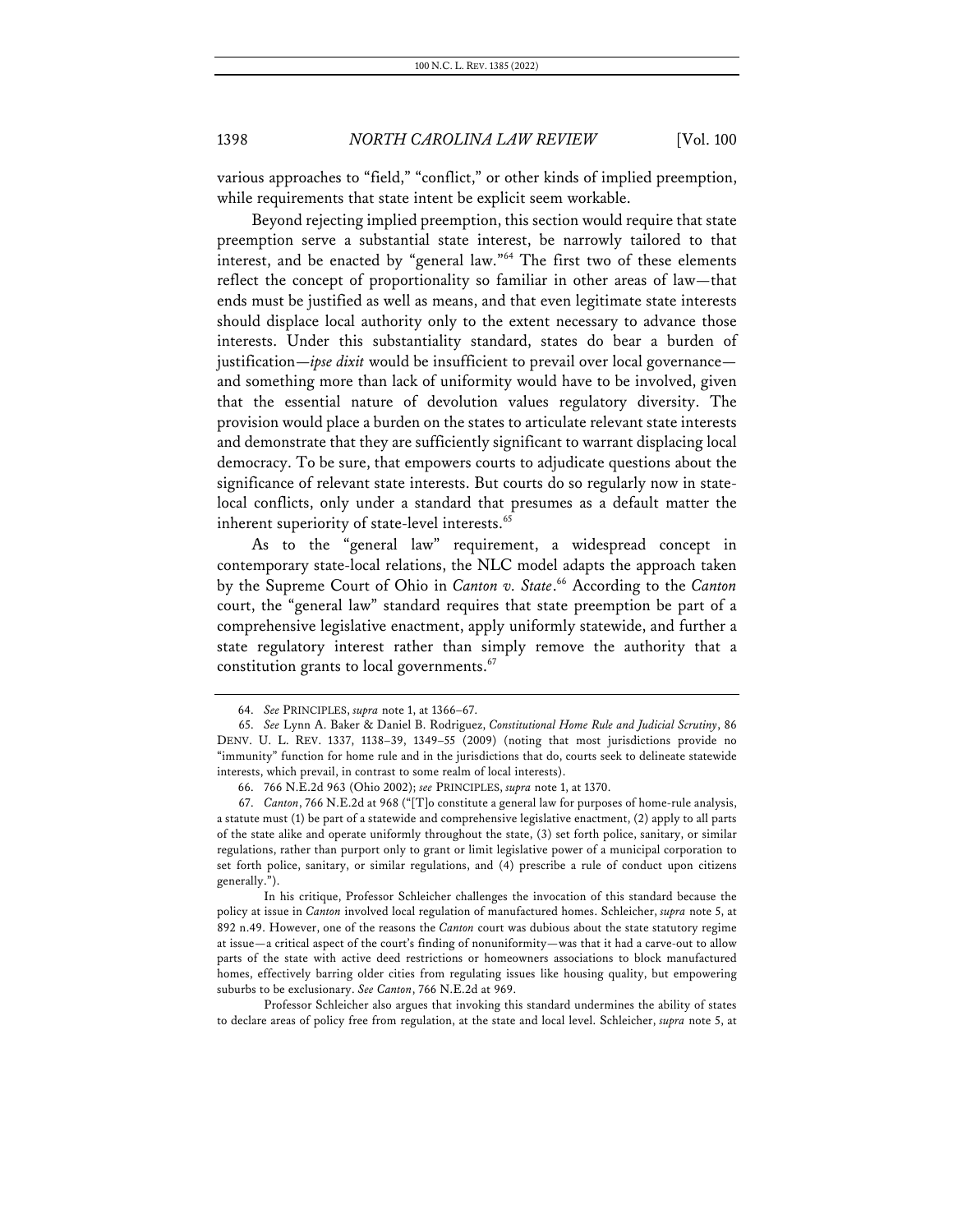various approaches to "field," "conflict," or other kinds of implied preemption, while requirements that state intent be explicit seem workable.

Beyond rejecting implied preemption, this section would require that state preemption serve a substantial state interest, be narrowly tailored to that interest, and be enacted by "general law."[64] The first two of these elements reflect the concept of proportionality so familiar in other areas of law—that ends must be justified as well as means, and that even legitimate state interests should displace local authority only to the extent necessary to advance those interests. Under this substantiality standard, states do bear a burden of justification—*ipse dixit* would be insufficient to prevail over local governance—and something more than lack of uniformity would have to be involved, given that the essential nature of devolution values regulatory diversity. The provision would place a burden on the states to articulate relevant state interests and demonstrate that they are sufficiently significant to warrant displacing local democracy. To be sure, that empowers courts to adjudicate questions about the significance of relevant state interests. But courts do so regularly now in state-local conflicts, only under a standard that presumes as a default matter the inherent superiority of state-level interests.[65]

As to the "general law" requirement, a widespread concept in contemporary state-local relations, the NLC model adapts the approach taken by the Supreme Court of Ohio in *Canton v. State*.[66] According to the *Canton* court, the "general law" standard requires that state preemption be part of a comprehensive legislative enactment, apply uniformly statewide, and further a state regulatory interest rather than simply remove the authority that a constitution grants to local governments.[67]

---

64. *See* PRINCIPLES, *supra* note 1, at 1366–67.

65. *See* Lynn A. Baker & Daniel B. Rodriguez, *Constitutional Home Rule and Judicial Scrutiny*, 86 DENV. U. L. REV. 1337, 1138–39, 1349–55 (2009) (noting that most jurisdictions provide no "immunity" function for home rule and in the jurisdictions that do, courts seek to delineate statewide interests, which prevail, in contrast to some realm of local interests).

66. 766 N.E.2d 963 (Ohio 2002); *see* PRINCIPLES, *supra* note 1, at 1370.

67. *Canton*, 766 N.E.2d at 968 ("[T]o constitute a general law for purposes of home-rule analysis, a statute must (1) be part of a statewide and comprehensive legislative enactment, (2) apply to all parts of the state alike and operate uniformly throughout the state, (3) set forth police, sanitary, or similar regulations, rather than purport only to grant or limit legislative power of a municipal corporation to set forth police, sanitary, or similar regulations, and (4) prescribe a rule of conduct upon citizens generally.").

In his critique, Professor Schleicher challenges the invocation of this standard because the policy at issue in *Canton* involved local regulation of manufactured homes. Schleicher, *supra* note 5, at 892 n.49. However, one of the reasons the *Canton* court was dubious about the state statutory regime at issue—a critical aspect of the court's finding of nonuniformity—was that it had a carve-out to allow parts of the state with active deed restrictions or homeowners associations to block manufactured homes, effectively barring older cities from regulating issues like housing quality, but empowering suburbs to be exclusionary. *See Canton*, 766 N.E.2d at 969.

Professor Schleicher also argues that invoking this standard undermines the ability of states to declare areas of policy free from regulation, at the state and local level. Schleicher, *supra* note 5, at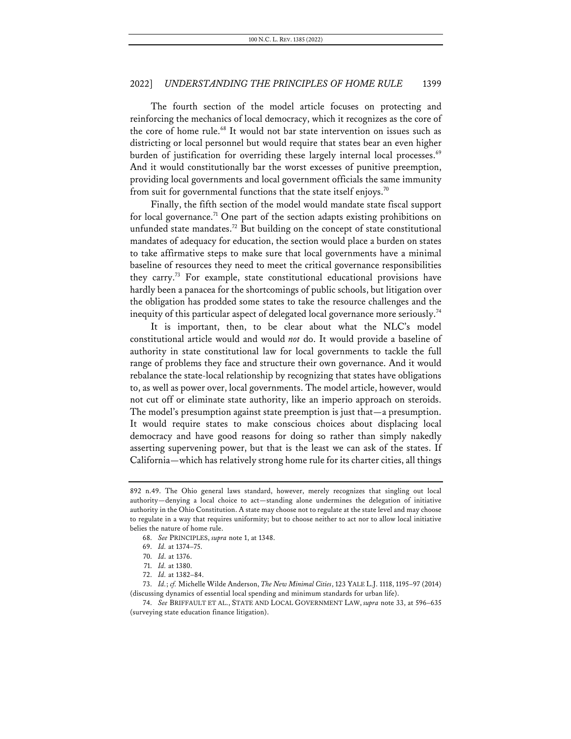The fourth section of the model article focuses on protecting and reinforcing the mechanics of local democracy, which it recognizes as the core of the core of home rule.[68] It would not bar state intervention on issues such as districting or local personnel but would require that states bear an even higher burden of justification for overriding these largely internal local processes.[69] And it would constitutionally bar the worst excesses of punitive preemption, providing local governments and local government officials the same immunity from suit for governmental functions that the state itself enjoys.[70]

Finally, the fifth section of the model would mandate state fiscal support for local governance.[71] One part of the section adapts existing prohibitions on unfunded state mandates.[72] But building on the concept of state constitutional mandates of adequacy for education, the section would place a burden on states to take affirmative steps to make sure that local governments have a minimal baseline of resources they need to meet the critical governance responsibilities they carry.[73] For example, state constitutional educational provisions have hardly been a panacea for the shortcomings of public schools, but litigation over the obligation has prodded some states to take the resource challenges and the inequity of this particular aspect of delegated local governance more seriously.[74]

It is important, then, to be clear about what the NLC's model constitutional article would and would *not* do. It would provide a baseline of authority in state constitutional law for local governments to tackle the full range of problems they face and structure their own governance. And it would rebalance the state-local relationship by recognizing that states have obligations to, as well as power over, local governments. The model article, however, would not cut off or eliminate state authority, like an imperio approach on steroids. The model's presumption against state preemption is just that—a presumption. It would require states to make conscious choices about displacing local democracy and have good reasons for doing so rather than simply nakedly asserting supervening power, but that is the least we can ask of the states. If California—which has relatively strong home rule for its charter cities, all things

---

892 n.49. The Ohio general laws standard, however, merely recognizes that singling out local authority—denying a local choice to act—standing alone undermines the delegation of initiative authority in the Ohio Constitution. A state may choose not to regulate at the state level and may choose to regulate in a way that requires uniformity; but to choose neither to act nor to allow local initiative belies the nature of home rule.

68. *See* PRINCIPLES, *supra* note 1, at 1348.

69. *Id.* at 1374–75.

70. *Id.* at 1376.

71. *Id.* at 1380.

72. *Id.* at 1382–84.

73. *Id.*; *cf.* Michelle Wilde Anderson, *The New Minimal Cities*, 123 YALE L.J. 1118, 1195–97 (2014) (discussing dynamics of essential local spending and minimum standards for urban life).

74. *See* BRIFFAULT ET AL., STATE AND LOCAL GOVERNMENT LAW, *supra* note 33, at 596–635 (surveying state education finance litigation).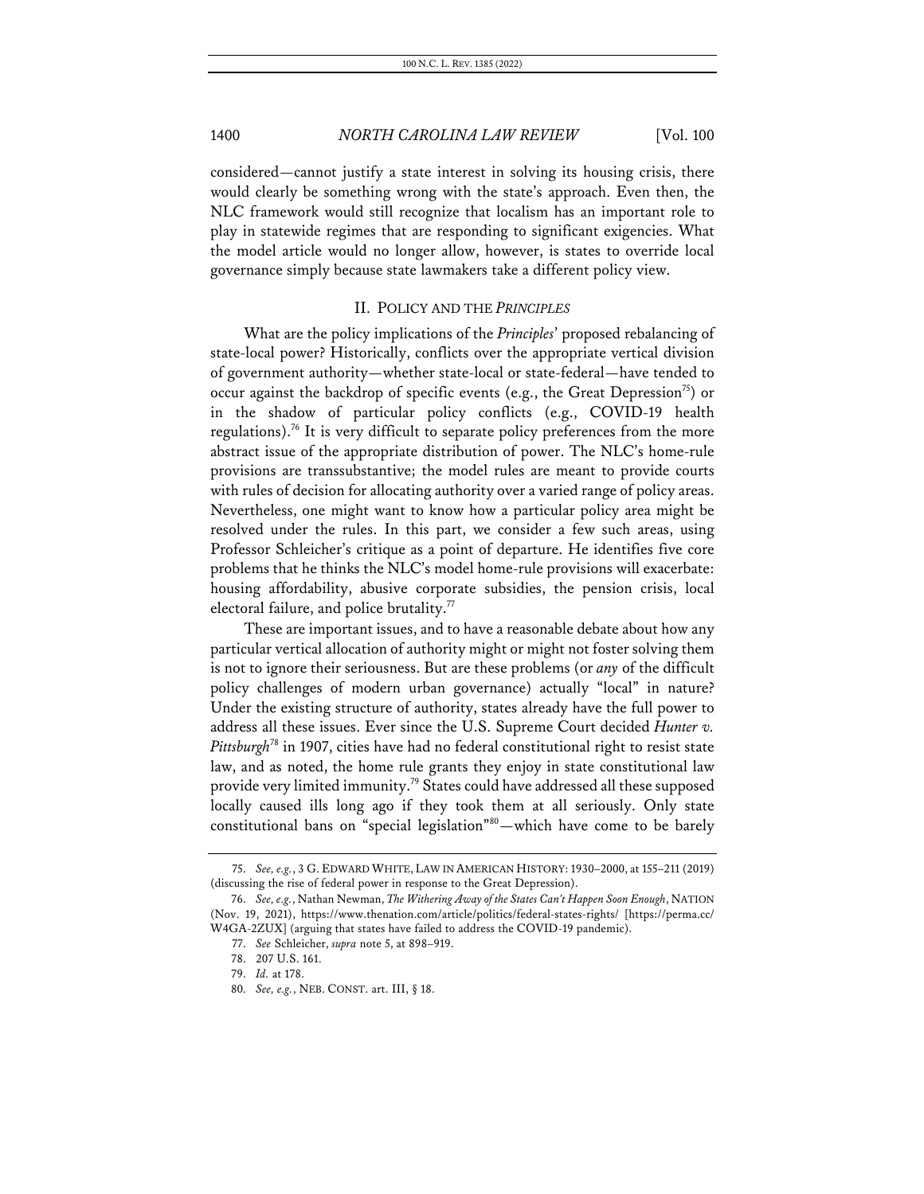considered—cannot justify a state interest in solving its housing crisis, there would clearly be something wrong with the state's approach. Even then, the NLC framework would still recognize that localism has an important role to play in statewide regimes that are responding to significant exigencies. What the model article would no longer allow, however, is states to override local governance simply because state lawmakers take a different policy view.

## II. POLICY AND THE *PRINCIPLES*

What are the policy implications of the *Principles*' proposed rebalancing of state-local power? Historically, conflicts over the appropriate vertical division of government authority—whether state-local or state-federal—have tended to occur against the backdrop of specific events (e.g., the Great Depression[75]) or in the shadow of particular policy conflicts (e.g., COVID-19 health regulations).[76] It is very difficult to separate policy preferences from the more abstract issue of the appropriate distribution of power. The NLC's home-rule provisions are transsubstantive; the model rules are meant to provide courts with rules of decision for allocating authority over a varied range of policy areas. Nevertheless, one might want to know how a particular policy area might be resolved under the rules. In this part, we consider a few such areas, using Professor Schleicher's critique as a point of departure. He identifies five core problems that he thinks the NLC's model home-rule provisions will exacerbate: housing affordability, abusive corporate subsidies, the pension crisis, local electoral failure, and police brutality.[77]

These are important issues, and to have a reasonable debate about how any particular vertical allocation of authority might or might not foster solving them is not to ignore their seriousness. But are these problems (or *any* of the difficult policy challenges of modern urban governance) actually "local" in nature? Under the existing structure of authority, states already have the full power to address all these issues. Ever since the U.S. Supreme Court decided *Hunter v. Pittsburgh*[78] in 1907, cities have had no federal constitutional right to resist state law, and as noted, the home rule grants they enjoy in state constitutional law provide very limited immunity.[79] States could have addressed all these supposed locally caused ills long ago if they took them at all seriously. Only state constitutional bans on "special legislation"[80]—which have come to be barely

---

75. *See, e.g.*, 3 G. EDWARD WHITE, LAW IN AMERICAN HISTORY: 1930–2000, at 155–211 (2019) (discussing the rise of federal power in response to the Great Depression).

76. *See, e.g.*, Nathan Newman, *The Withering Away of the States Can't Happen Soon Enough*, NATION (Nov. 19, 2021), https://www.thenation.com/article/politics/federal-states-rights/ [https://perma.cc/W4GA-2ZUX] (arguing that states have failed to address the COVID-19 pandemic).

77. *See* Schleicher, *supra* note 5, at 898–919.

78. 207 U.S. 161.

79. *Id.* at 178.

80. *See, e.g.*, NEB. CONST. art. III, § 18.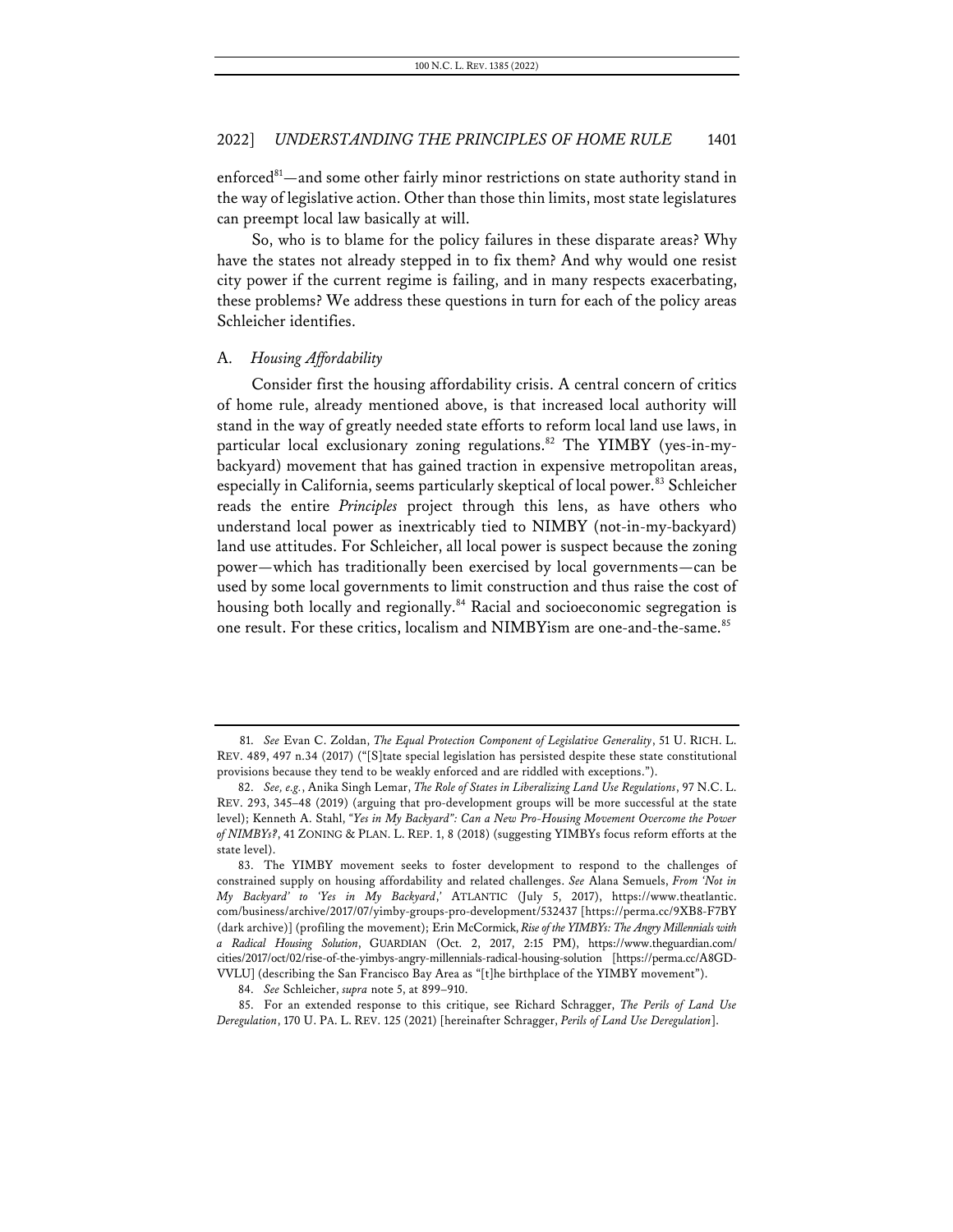enforced[81]—and some other fairly minor restrictions on state authority stand in the way of legislative action. Other than those thin limits, most state legislatures can preempt local law basically at will.

So, who is to blame for the policy failures in these disparate areas? Why have the states not already stepped in to fix them? And why would one resist city power if the current regime is failing, and in many respects exacerbating, these problems? We address these questions in turn for each of the policy areas Schleicher identifies.

## A. *Housing Affordability*

Consider first the housing affordability crisis. A central concern of critics of home rule, already mentioned above, is that increased local authority will stand in the way of greatly needed state efforts to reform local land use laws, in particular local exclusionary zoning regulations.[82] The YIMBY (yes-in-my-backyard) movement that has gained traction in expensive metropolitan areas, especially in California, seems particularly skeptical of local power.[83] Schleicher reads the entire *Principles* project through this lens, as have others who understand local power as inextricably tied to NIMBY (not-in-my-backyard) land use attitudes. For Schleicher, all local power is suspect because the zoning power—which has traditionally been exercised by local governments—can be used by some local governments to limit construction and thus raise the cost of housing both locally and regionally.[84] Racial and socioeconomic segregation is one result. For these critics, localism and NIMBYism are one-and-the-same.[85]

---

81. *See* Evan C. Zoldan, *The Equal Protection Component of Legislative Generality*, 51 U. RICH. L. REV. 489, 497 n.34 (2017) ("[S]tate special legislation has persisted despite these state constitutional provisions because they tend to be weakly enforced and are riddled with exceptions.").

82. *See, e.g.*, Anika Singh Lemar, *The Role of States in Liberalizing Land Use Regulations*, 97 N.C. L. REV. 293, 345–48 (2019) (arguing that pro-development groups will be more successful at the state level); Kenneth A. Stahl, *"Yes in My Backyard": Can a New Pro-Housing Movement Overcome the Power of NIMBYs?*, 41 ZONING & PLAN. L. REP. 1, 8 (2018) (suggesting YIMBYs focus reform efforts at the state level).

83. The YIMBY movement seeks to foster development to respond to the challenges of constrained supply on housing affordability and related challenges. *See* Alana Semuels, *From 'Not in My Backyard' to 'Yes in My Backyard*,*'* ATLANTIC (July 5, 2017), https://www.theatlantic.com/business/archive/2017/07/yimby-groups-pro-development/532437 [https://perma.cc/9XB8-F7BY (dark archive)] (profiling the movement); Erin McCormick, *Rise of the YIMBYs: The Angry Millennials with a Radical Housing Solution*, GUARDIAN (Oct. 2, 2017, 2:15 PM), https://www.theguardian.com/cities/2017/oct/02/rise-of-the-yimbys-angry-millennials-radical-housing-solution [https://perma.cc/A8GD-VVLU] (describing the San Francisco Bay Area as "[t]he birthplace of the YIMBY movement").

84. *See* Schleicher, *supra* note 5, at 899–910.

85. For an extended response to this critique, see Richard Schragger, *The Perils of Land Use Deregulation*, 170 U. PA. L. REV. 125 (2021) [hereinafter Schragger, *Perils of Land Use Deregulation*].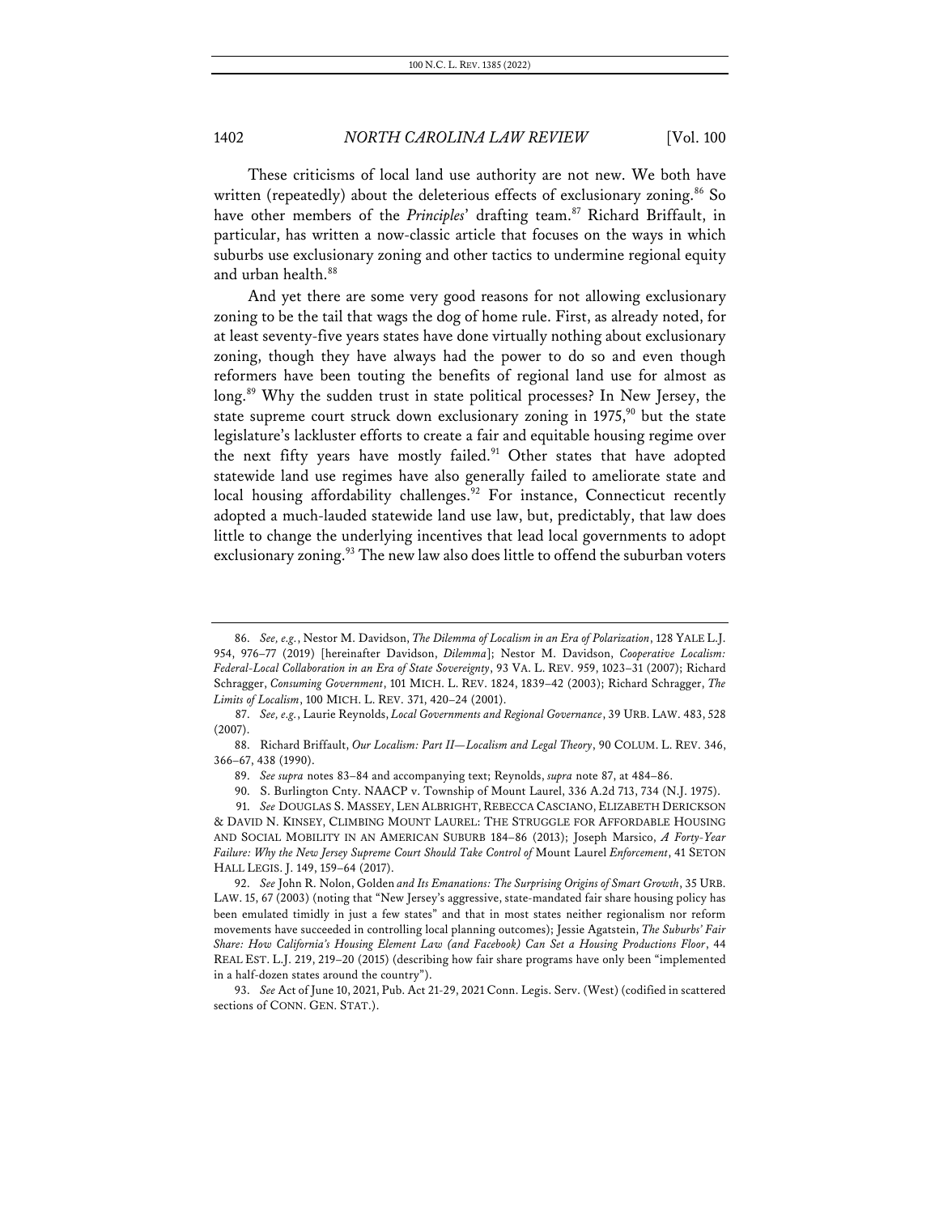These criticisms of local land use authority are not new. We both have written (repeatedly) about the deleterious effects of exclusionary zoning.[86] So have other members of the *Principles*' drafting team.[87] Richard Briffault, in particular, has written a now-classic article that focuses on the ways in which suburbs use exclusionary zoning and other tactics to undermine regional equity and urban health.[88]

And yet there are some very good reasons for not allowing exclusionary zoning to be the tail that wags the dog of home rule. First, as already noted, for at least seventy-five years states have done virtually nothing about exclusionary zoning, though they have always had the power to do so and even though reformers have been touting the benefits of regional land use for almost as long.[89] Why the sudden trust in state political processes? In New Jersey, the state supreme court struck down exclusionary zoning in 1975,[90] but the state legislature's lackluster efforts to create a fair and equitable housing regime over the next fifty years have mostly failed.[91] Other states that have adopted statewide land use regimes have also generally failed to ameliorate state and local housing affordability challenges.[92] For instance, Connecticut recently adopted a much-lauded statewide land use law, but, predictably, that law does little to change the underlying incentives that lead local governments to adopt exclusionary zoning.[93] The new law also does little to offend the suburban voters

---

86. *See, e.g.*, Nestor M. Davidson, *The Dilemma of Localism in an Era of Polarization*, 128 YALE L.J. 954, 976–77 (2019) [hereinafter Davidson, *Dilemma*]; Nestor M. Davidson, *Cooperative Localism: Federal-Local Collaboration in an Era of State Sovereignty*, 93 VA. L. REV. 959, 1023–31 (2007); Richard Schragger, *Consuming Government*, 101 MICH. L. REV. 1824, 1839–42 (2003); Richard Schragger, *The Limits of Localism*, 100 MICH. L. REV. 371, 420–24 (2001).

87. *See, e.g.*, Laurie Reynolds, *Local Governments and Regional Governance*, 39 URB. LAW. 483, 528 (2007).

88. Richard Briffault, *Our Localism: Part II—Localism and Legal Theory*, 90 COLUM. L. REV. 346, 366–67, 438 (1990).

89. *See supra* notes 83–84 and accompanying text; Reynolds, *supra* note 87, at 484–86.

90. S. Burlington Cnty. NAACP v. Township of Mount Laurel, 336 A.2d 713, 734 (N.J. 1975).

91. *See* DOUGLAS S. MASSEY, LEN ALBRIGHT, REBECCA CASCIANO, ELIZABETH DERICKSON & DAVID N. KINSEY, CLIMBING MOUNT LAUREL: THE STRUGGLE FOR AFFORDABLE HOUSING AND SOCIAL MOBILITY IN AN AMERICAN SUBURB 184–86 (2013); Joseph Marsico, *A Forty-Year Failure: Why the New Jersey Supreme Court Should Take Control of* Mount Laurel *Enforcement*, 41 SETON HALL LEGIS. J. 149, 159–64 (2017).

92. *See* John R. Nolon, Golden *and Its Emanations: The Surprising Origins of Smart Growth*, 35 URB. LAW. 15, 67 (2003) (noting that "New Jersey's aggressive, state-mandated fair share housing policy has been emulated timidly in just a few states" and that in most states neither regionalism nor reform movements have succeeded in controlling local planning outcomes); Jessie Agatstein, *The Suburbs' Fair Share: How California's Housing Element Law (and Facebook) Can Set a Housing Productions Floor*, 44 REAL EST. L.J. 219, 219–20 (2015) (describing how fair share programs have only been "implemented in a half-dozen states around the country").

93. *See* Act of June 10, 2021, Pub. Act 21-29, 2021 Conn. Legis. Serv. (West) (codified in scattered sections of CONN. GEN. STAT.).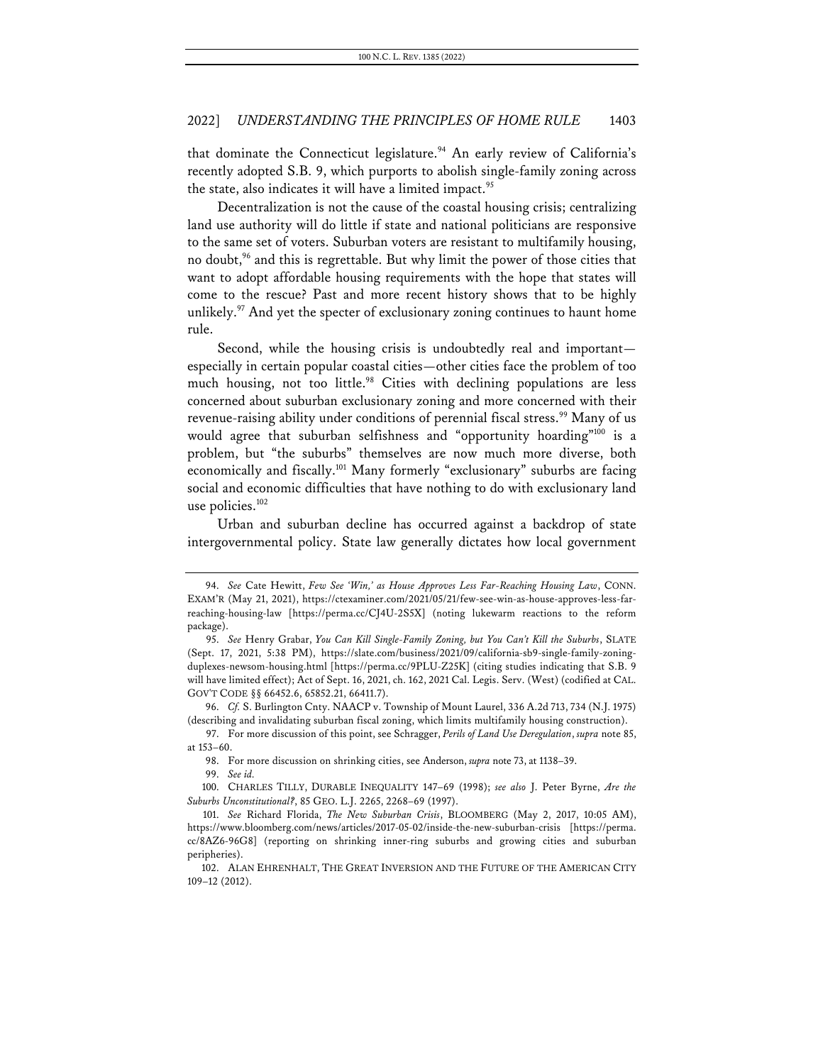that dominate the Connecticut legislature.[94] An early review of California's recently adopted S.B. 9, which purports to abolish single-family zoning across the state, also indicates it will have a limited impact.[95]

Decentralization is not the cause of the coastal housing crisis; centralizing land use authority will do little if state and national politicians are responsive to the same set of voters. Suburban voters are resistant to multifamily housing, no doubt,[96] and this is regrettable. But why limit the power of those cities that want to adopt affordable housing requirements with the hope that states will come to the rescue? Past and more recent history shows that to be highly unlikely.[97] And yet the specter of exclusionary zoning continues to haunt home rule.

Second, while the housing crisis is undoubtedly real and important—especially in certain popular coastal cities—other cities face the problem of too much housing, not too little.[98] Cities with declining populations are less concerned about suburban exclusionary zoning and more concerned with their revenue-raising ability under conditions of perennial fiscal stress.[99] Many of us would agree that suburban selfishness and "opportunity hoarding"[100] is a problem, but "the suburbs" themselves are now much more diverse, both economically and fiscally.[101] Many formerly "exclusionary" suburbs are facing social and economic difficulties that have nothing to do with exclusionary land use policies.[102]

Urban and suburban decline has occurred against a backdrop of state intergovernmental policy. State law generally dictates how local government

---

94. *See* Cate Hewitt, *Few See 'Win,' as House Approves Less Far-Reaching Housing Law*, CONN. EXAM'R (May 21, 2021), https://ctexaminer.com/2021/05/21/few-see-win-as-house-approves-less-far-reaching-housing-law [https://perma.cc/CJ4U-2S5X] (noting lukewarm reactions to the reform package).

95. *See* Henry Grabar, *You Can Kill Single-Family Zoning, but You Can't Kill the Suburbs*, SLATE (Sept. 17, 2021, 5:38 PM), https://slate.com/business/2021/09/california-sb9-single-family-zoning-duplexes-newsom-housing.html [https://perma.cc/9PLU-Z25K] (citing studies indicating that S.B. 9 will have limited effect); Act of Sept. 16, 2021, ch. 162, 2021 Cal. Legis. Serv. (West) (codified at CAL. GOV'T CODE §§ 66452.6, 65852.21, 66411.7).

96. *Cf.* S. Burlington Cnty. NAACP v. Township of Mount Laurel, 336 A.2d 713, 734 (N.J. 1975) (describing and invalidating suburban fiscal zoning, which limits multifamily housing construction).

97. For more discussion of this point, see Schragger, *Perils of Land Use Deregulation*, *supra* note 85, at 153–60.

98. For more discussion on shrinking cities, see Anderson, *supra* note 73, at 1138–39.

99. *See id.*

100. CHARLES TILLY, DURABLE INEQUALITY 147–69 (1998); *see also* J. Peter Byrne, *Are the Suburbs Unconstitutional?*, 85 GEO. L.J. 2265, 2268–69 (1997).

101. *See* Richard Florida, *The New Suburban Crisis*, BLOOMBERG (May 2, 2017, 10:05 AM), https://www.bloomberg.com/news/articles/2017-05-02/inside-the-new-suburban-crisis [https://perma.cc/8AZ6-96G8] (reporting on shrinking inner-ring suburbs and growing cities and suburban peripheries).

102. ALAN EHRENHALT, THE GREAT INVERSION AND THE FUTURE OF THE AMERICAN CITY 109–12 (2012).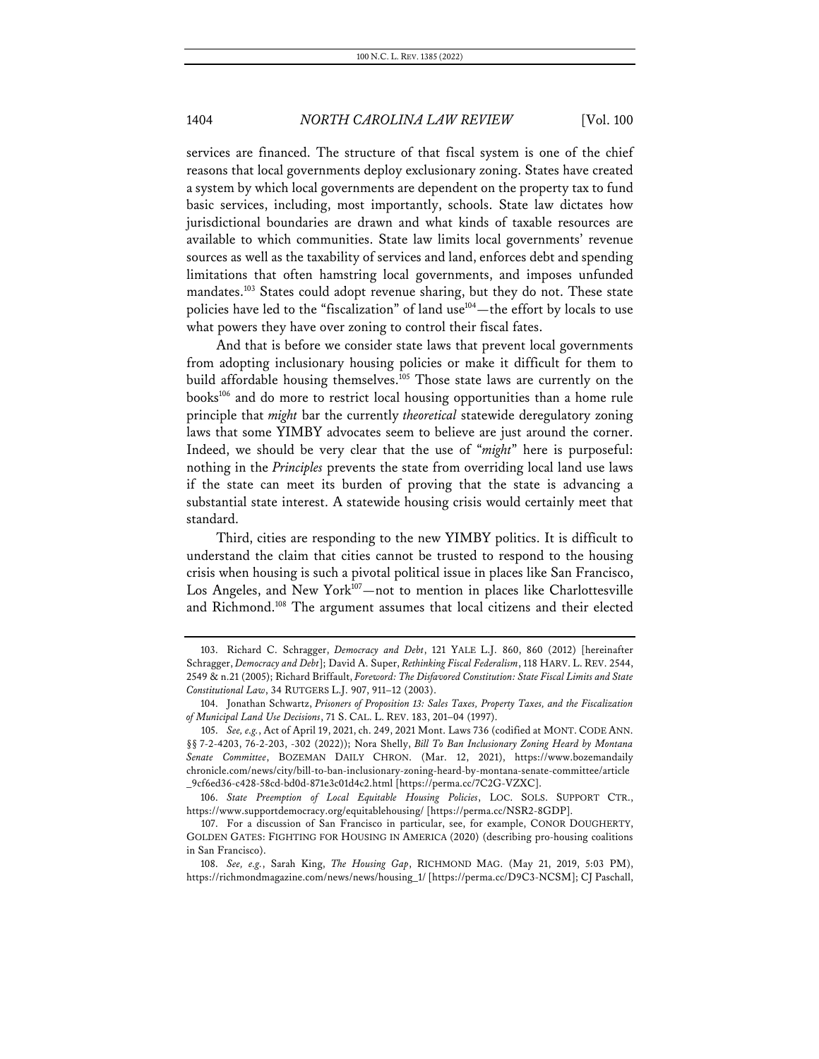services are financed. The structure of that fiscal system is one of the chief reasons that local governments deploy exclusionary zoning. States have created a system by which local governments are dependent on the property tax to fund basic services, including, most importantly, schools. State law dictates how jurisdictional boundaries are drawn and what kinds of taxable resources are available to which communities. State law limits local governments' revenue sources as well as the taxability of services and land, enforces debt and spending limitations that often hamstring local governments, and imposes unfunded mandates.[103] States could adopt revenue sharing, but they do not. These state policies have led to the "fiscalization" of land use[104]—the effort by locals to use what powers they have over zoning to control their fiscal fates.

And that is before we consider state laws that prevent local governments from adopting inclusionary housing policies or make it difficult for them to build affordable housing themselves.[105] Those state laws are currently on the books[106] and do more to restrict local housing opportunities than a home rule principle that *might* bar the currently *theoretical* statewide deregulatory zoning laws that some YIMBY advocates seem to believe are just around the corner. Indeed, we should be very clear that the use of "*might*" here is purposeful: nothing in the *Principles* prevents the state from overriding local land use laws if the state can meet its burden of proving that the state is advancing a substantial state interest. A statewide housing crisis would certainly meet that standard.

Third, cities are responding to the new YIMBY politics. It is difficult to understand the claim that cities cannot be trusted to respond to the housing crisis when housing is such a pivotal political issue in places like San Francisco, Los Angeles, and New York[107]—not to mention in places like Charlottesville and Richmond.[108] The argument assumes that local citizens and their elected

---

103. Richard C. Schragger, *Democracy and Debt*, 121 YALE L.J. 860, 860 (2012) [hereinafter Schragger, *Democracy and Debt*]; David A. Super, *Rethinking Fiscal Federalism*, 118 HARV. L. REV. 2544, 2549 & n.21 (2005); Richard Briffault, *Foreword: The Disfavored Constitution: State Fiscal Limits and State Constitutional Law*, 34 RUTGERS L.J. 907, 911–12 (2003).

104. Jonathan Schwartz, *Prisoners of Proposition 13: Sales Taxes, Property Taxes, and the Fiscalization of Municipal Land Use Decisions*, 71 S. CAL. L. REV. 183, 201–04 (1997).

105. *See, e.g.*, Act of April 19, 2021, ch. 249, 2021 Mont. Laws 736 (codified at MONT. CODE ANN. §§ 7-2-4203, 76-2-203, -302 (2022)); Nora Shelly, *Bill To Ban Inclusionary Zoning Heard by Montana Senate Committee*, BOZEMAN DAILY CHRON. (Mar. 12, 2021), https://www.bozemandailychronicle.com/news/city/bill-to-ban-inclusionary-zoning-heard-by-montana-senate-committee/article_9cf6ed36-c428-58cd-bd0d-871e3c01d4c2.html [https://perma.cc/7C2G-VZXC].

106. *State Preemption of Local Equitable Housing Policies*, LOC. SOLS. SUPPORT CTR., https://www.supportdemocracy.org/equitablehousing/ [https://perma.cc/NSR2-8GDP].

107. For a discussion of San Francisco in particular, see, for example, CONOR DOUGHERTY, GOLDEN GATES: FIGHTING FOR HOUSING IN AMERICA (2020) (describing pro-housing coalitions in San Francisco).

108. *See, e.g.*, Sarah King, *The Housing Gap*, RICHMOND MAG. (May 21, 2019, 5:03 PM), https://richmondmagazine.com/news/news/housing_1/ [https://perma.cc/D9C3-NCSM]; CJ Paschall,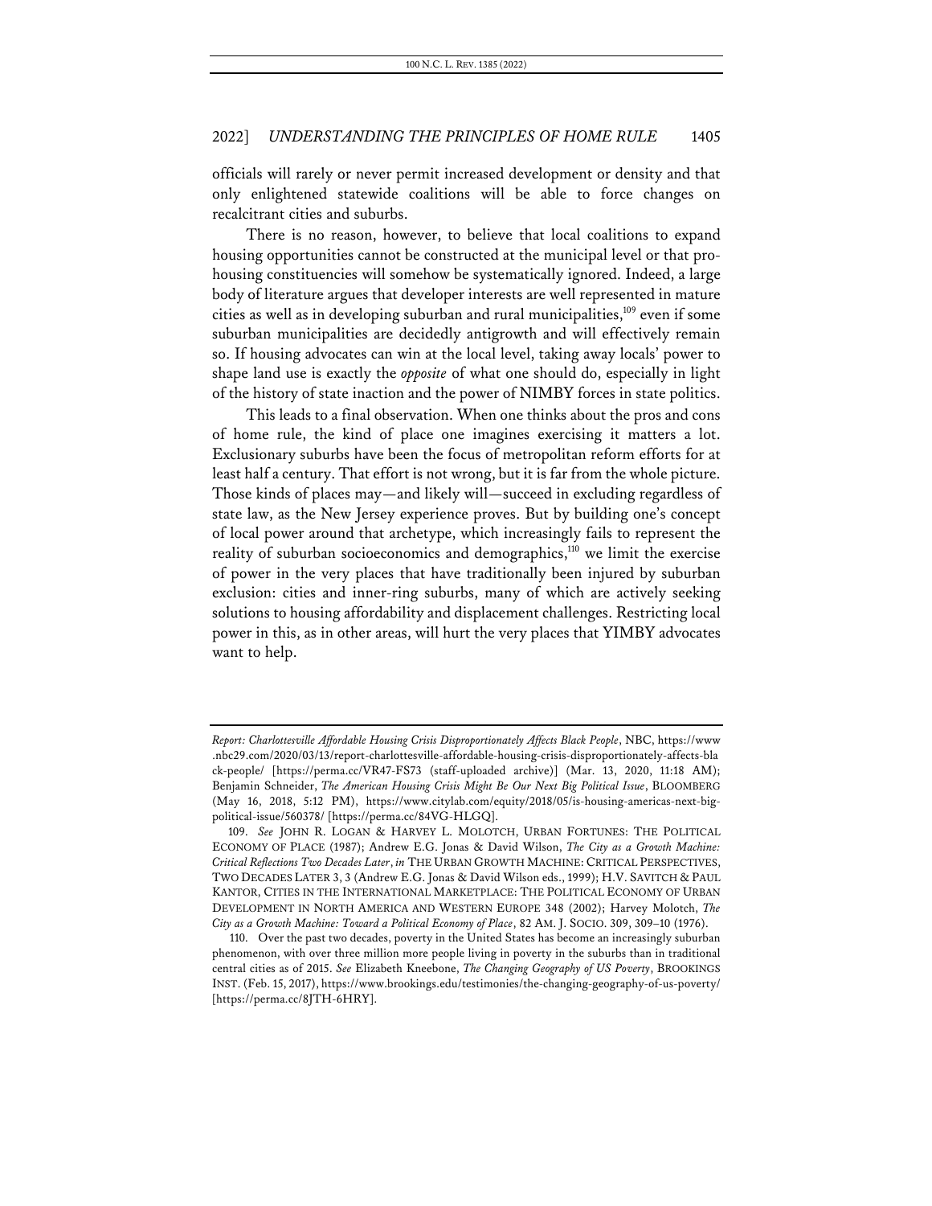officials will rarely or never permit increased development or density and that only enlightened statewide coalitions will be able to force changes on recalcitrant cities and suburbs.

There is no reason, however, to believe that local coalitions to expand housing opportunities cannot be constructed at the municipal level or that pro-housing constituencies will somehow be systematically ignored. Indeed, a large body of literature argues that developer interests are well represented in mature cities as well as in developing suburban and rural municipalities,[109] even if some suburban municipalities are decidedly antigrowth and will effectively remain so. If housing advocates can win at the local level, taking away locals' power to shape land use is exactly the *opposite* of what one should do, especially in light of the history of state inaction and the power of NIMBY forces in state politics.

This leads to a final observation. When one thinks about the pros and cons of home rule, the kind of place one imagines exercising it matters a lot. Exclusionary suburbs have been the focus of metropolitan reform efforts for at least half a century. That effort is not wrong, but it is far from the whole picture. Those kinds of places may—and likely will—succeed in excluding regardless of state law, as the New Jersey experience proves. But by building one's concept of local power around that archetype, which increasingly fails to represent the reality of suburban socioeconomics and demographics,[110] we limit the exercise of power in the very places that have traditionally been injured by suburban exclusion: cities and inner-ring suburbs, many of which are actively seeking solutions to housing affordability and displacement challenges. Restricting local power in this, as in other areas, will hurt the very places that YIMBY advocates want to help.

---

*Report: Charlottesville Affordable Housing Crisis Disproportionately Affects Black People*, NBC, https://www.nbc29.com/2020/03/13/report-charlottesville-affordable-housing-crisis-disproportionately-affects-black-people/ [https://perma.cc/VR47-FS73 (staff-uploaded archive)] (Mar. 13, 2020, 11:18 AM); Benjamin Schneider, *The American Housing Crisis Might Be Our Next Big Political Issue*, BLOOMBERG (May 16, 2018, 5:12 PM), https://www.citylab.com/equity/2018/05/is-housing-americas-next-big-political-issue/560378/ [https://perma.cc/84VG-HLGQ].

109. *See* JOHN R. LOGAN & HARVEY L. MOLOTCH, URBAN FORTUNES: THE POLITICAL ECONOMY OF PLACE (1987); Andrew E.G. Jonas & David Wilson, *The City as a Growth Machine: Critical Reflections Two Decades Later*, *in* THE URBAN GROWTH MACHINE: CRITICAL PERSPECTIVES, TWO DECADES LATER 3, 3 (Andrew E.G. Jonas & David Wilson eds., 1999); H.V. SAVITCH & PAUL KANTOR, CITIES IN THE INTERNATIONAL MARKETPLACE: THE POLITICAL ECONOMY OF URBAN DEVELOPMENT IN NORTH AMERICA AND WESTERN EUROPE 348 (2002); Harvey Molotch, *The City as a Growth Machine: Toward a Political Economy of Place*, 82 AM. J. SOCIO. 309, 309–10 (1976).

110. Over the past two decades, poverty in the United States has become an increasingly suburban phenomenon, with over three million more people living in poverty in the suburbs than in traditional central cities as of 2015. *See* Elizabeth Kneebone, *The Changing Geography of US Poverty*, BROOKINGS INST. (Feb. 15, 2017), https://www.brookings.edu/testimonies/the-changing-geography-of-us-poverty/ [https://perma.cc/8JTH-6HRY].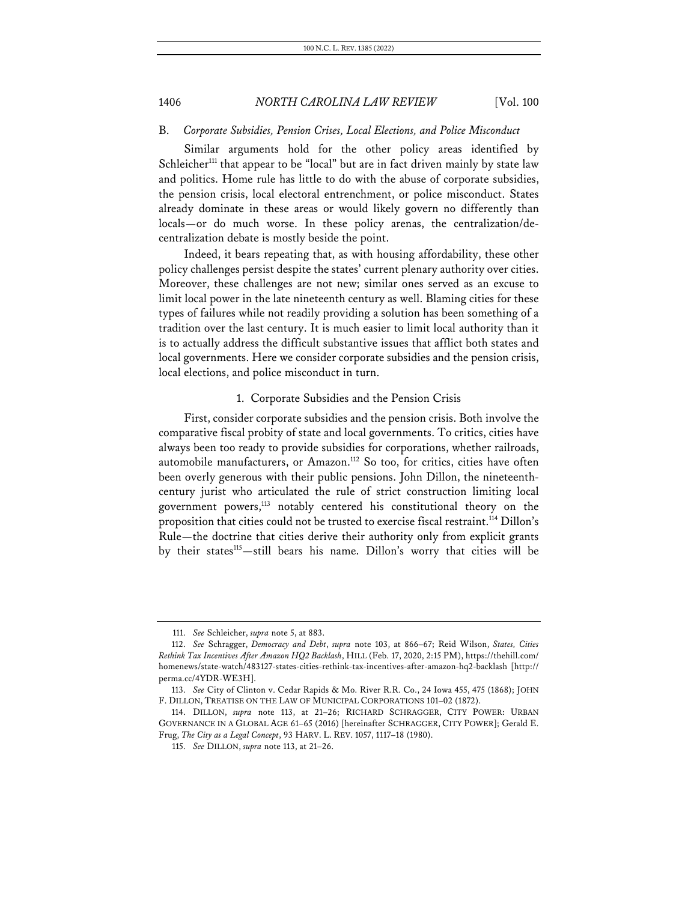## B. *Corporate Subsidies, Pension Crises, Local Elections, and Police Misconduct*

Similar arguments hold for the other policy areas identified by Schleicher[111] that appear to be "local" but are in fact driven mainly by state law and politics. Home rule has little to do with the abuse of corporate subsidies, the pension crisis, local electoral entrenchment, or police misconduct. States already dominate in these areas or would likely govern no differently than locals—or do much worse. In these policy arenas, the centralization/decentralization debate is mostly beside the point.

Indeed, it bears repeating that, as with housing affordability, these other policy challenges persist despite the states' current plenary authority over cities. Moreover, these challenges are not new; similar ones served as an excuse to limit local power in the late nineteenth century as well. Blaming cities for these types of failures while not readily providing a solution has been something of a tradition over the last century. It is much easier to limit local authority than it is to actually address the difficult substantive issues that afflict both states and local governments. Here we consider corporate subsidies and the pension crisis, local elections, and police misconduct in turn.

### 1. Corporate Subsidies and the Pension Crisis

First, consider corporate subsidies and the pension crisis. Both involve the comparative fiscal probity of state and local governments. To critics, cities have always been too ready to provide subsidies for corporations, whether railroads, automobile manufacturers, or Amazon.[112] So too, for critics, cities have often been overly generous with their public pensions. John Dillon, the nineteenth-century jurist who articulated the rule of strict construction limiting local government powers,[113] notably centered his constitutional theory on the proposition that cities could not be trusted to exercise fiscal restraint.[114] Dillon's Rule—the doctrine that cities derive their authority only from explicit grants by their states[115]—still bears his name. Dillon's worry that cities will be

---

111. *See* Schleicher, *supra* note 5, at 883.

112. *See* Schragger, *Democracy and Debt*, *supra* note 103, at 866–67; Reid Wilson, *States, Cities Rethink Tax Incentives After Amazon HQ2 Backlash*, HILL (Feb. 17, 2020, 2:15 PM), https://thehill.com/homenews/state-watch/483127-states-cities-rethink-tax-incentives-after-amazon-hq2-backlash [http://perma.cc/4YDR-WE3H].

113. *See* City of Clinton v. Cedar Rapids & Mo. River R.R. Co., 24 Iowa 455, 475 (1868); JOHN F. DILLON, TREATISE ON THE LAW OF MUNICIPAL CORPORATIONS 101–02 (1872).

114. DILLON, *supra* note 113, at 21–26; RICHARD SCHRAGGER, CITY POWER: URBAN GOVERNANCE IN A GLOBAL AGE 61–65 (2016) [hereinafter SCHRAGGER, CITY POWER]; Gerald E. Frug, *The City as a Legal Concept*, 93 HARV. L. REV. 1057, 1117–18 (1980).

115. *See* DILLON, *supra* note 113, at 21–26.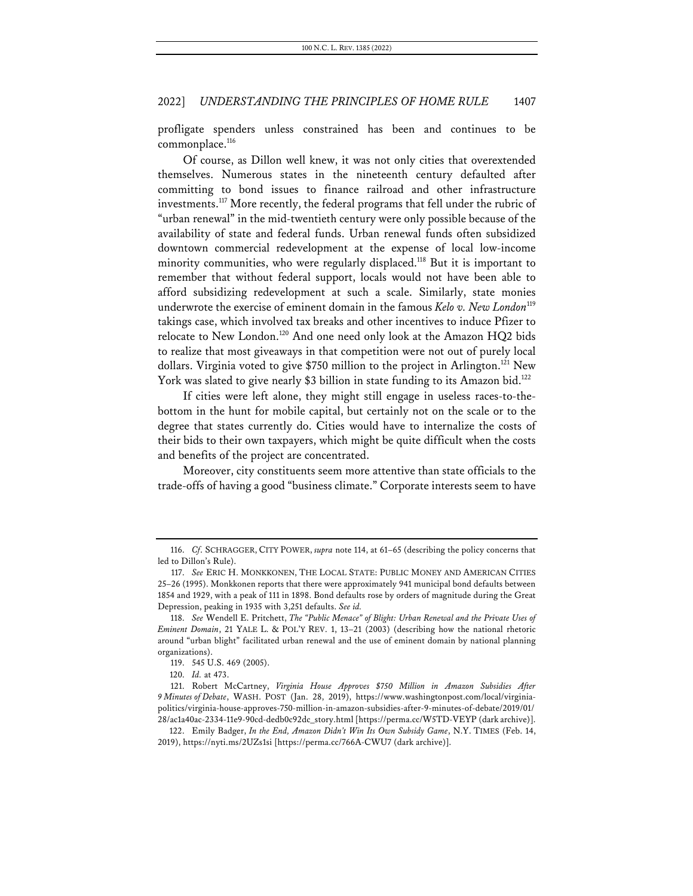profligate spenders unless constrained has been and continues to be commonplace.[116]

Of course, as Dillon well knew, it was not only cities that overextended themselves. Numerous states in the nineteenth century defaulted after committing to bond issues to finance railroad and other infrastructure investments.[117] More recently, the federal programs that fell under the rubric of "urban renewal" in the mid-twentieth century were only possible because of the availability of state and federal funds. Urban renewal funds often subsidized downtown commercial redevelopment at the expense of local low-income minority communities, who were regularly displaced.[118] But it is important to remember that without federal support, locals would not have been able to afford subsidizing redevelopment at such a scale. Similarly, state monies underwrote the exercise of eminent domain in the famous *Kelo v. New London*[119] takings case, which involved tax breaks and other incentives to induce Pfizer to relocate to New London.[120] And one need only look at the Amazon HQ2 bids to realize that most giveaways in that competition were not out of purely local dollars. Virginia voted to give $750 million to the project in Arlington.[121] New York was slated to give nearly $3 billion in state funding to its Amazon bid.[122]

If cities were left alone, they might still engage in useless races-to-the-bottom in the hunt for mobile capital, but certainly not on the scale or to the degree that states currently do. Cities would have to internalize the costs of their bids to their own taxpayers, which might be quite difficult when the costs and benefits of the project are concentrated.

Moreover, city constituents seem more attentive than state officials to the trade-offs of having a good "business climate." Corporate interests seem to have

---

116. *Cf.* SCHRAGGER, CITY POWER, *supra* note 114, at 61–65 (describing the policy concerns that led to Dillon's Rule).

117. *See* ERIC H. MONKKONEN, THE LOCAL STATE: PUBLIC MONEY AND AMERICAN CITIES 25–26 (1995). Monkkonen reports that there were approximately 941 municipal bond defaults between 1854 and 1929, with a peak of 111 in 1898. Bond defaults rose by orders of magnitude during the Great Depression, peaking in 1935 with 3,251 defaults. *See id.*

118. *See* Wendell E. Pritchett, *The "Public Menace" of Blight: Urban Renewal and the Private Uses of Eminent Domain*, 21 YALE L. & POL'Y REV. 1, 13–21 (2003) (describing how the national rhetoric around "urban blight" facilitated urban renewal and the use of eminent domain by national planning organizations).

119. 545 U.S. 469 (2005).

120. *Id.* at 473.

121. Robert McCartney, *Virginia House Approves $750 Million in Amazon Subsidies After 9 Minutes of Debate*, WASH. POST (Jan. 28, 2019), https://www.washingtonpost.com/local/virginia-politics/virginia-house-approves-750-million-in-amazon-subsidies-after-9-minutes-of-debate/2019/01/28/ac1a40ac-2334-11e9-90cd-dedb0c92dc_story.html [https://perma.cc/W5TD-VEYP (dark archive)].

122. Emily Badger, *In the End, Amazon Didn't Win Its Own Subsidy Game*, N.Y. TIMES (Feb. 14, 2019), https://nyti.ms/2UZs1si [https://perma.cc/766A-CWU7 (dark archive)].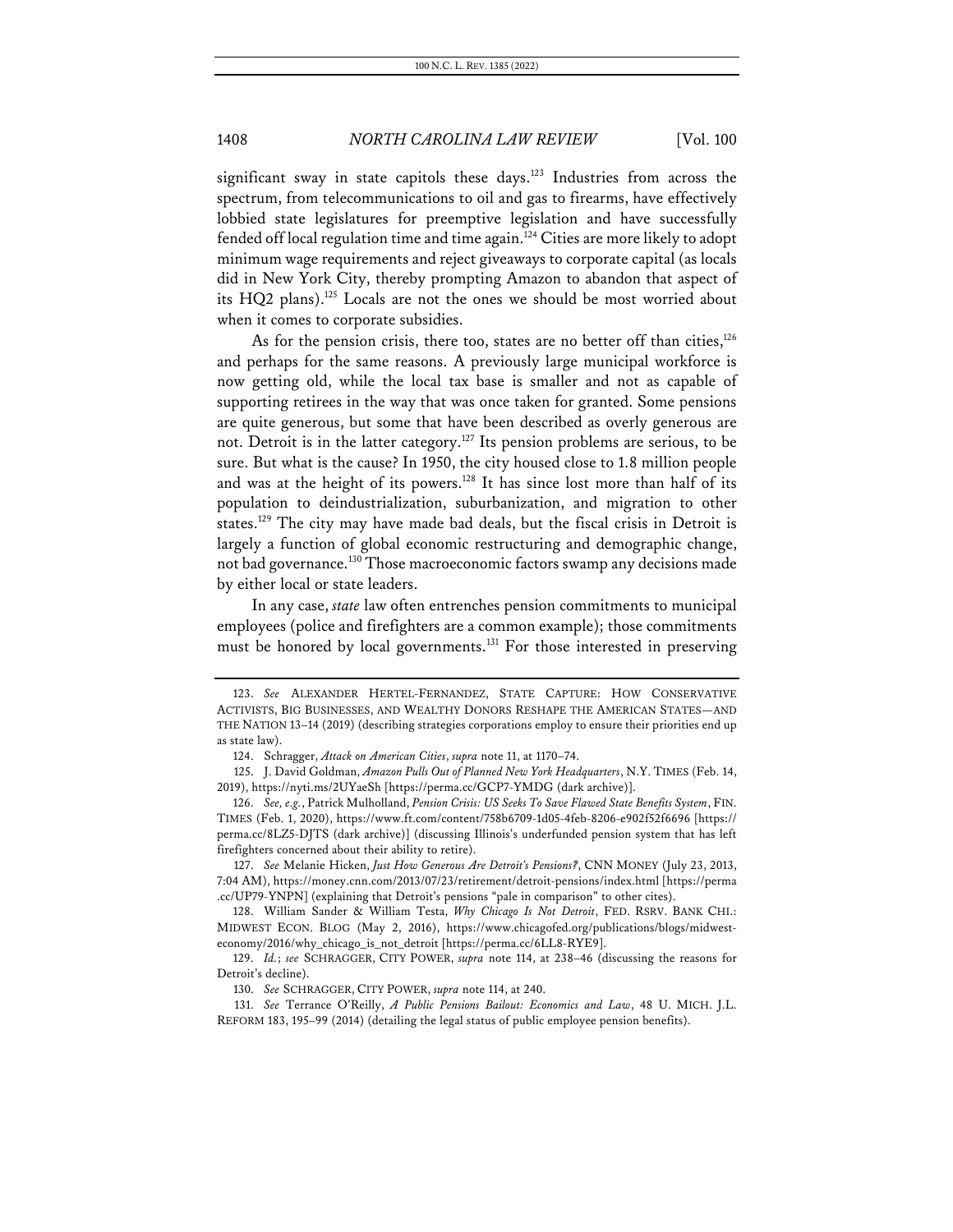significant sway in state capitols these days.[123] Industries from across the spectrum, from telecommunications to oil and gas to firearms, have effectively lobbied state legislatures for preemptive legislation and have successfully fended off local regulation time and time again.[124] Cities are more likely to adopt minimum wage requirements and reject giveaways to corporate capital (as locals did in New York City, thereby prompting Amazon to abandon that aspect of its HQ2 plans).[125] Locals are not the ones we should be most worried about when it comes to corporate subsidies.

As for the pension crisis, there too, states are no better off than cities,[126] and perhaps for the same reasons. A previously large municipal workforce is now getting old, while the local tax base is smaller and not as capable of supporting retirees in the way that was once taken for granted. Some pensions are quite generous, but some that have been described as overly generous are not. Detroit is in the latter category.[127] Its pension problems are serious, to be sure. But what is the cause? In 1950, the city housed close to 1.8 million people and was at the height of its powers.[128] It has since lost more than half of its population to deindustrialization, suburbanization, and migration to other states.[129] The city may have made bad deals, but the fiscal crisis in Detroit is largely a function of global economic restructuring and demographic change, not bad governance.[130] Those macroeconomic factors swamp any decisions made by either local or state leaders.

In any case, *state* law often entrenches pension commitments to municipal employees (police and firefighters are a common example); those commitments must be honored by local governments.[131] For those interested in preserving

---

123. *See* ALEXANDER HERTEL-FERNANDEZ, STATE CAPTURE: HOW CONSERVATIVE ACTIVISTS, BIG BUSINESSES, AND WEALTHY DONORS RESHAPE THE AMERICAN STATES—AND THE NATION 13–14 (2019) (describing strategies corporations employ to ensure their priorities end up as state law).

124. Schragger, *Attack on American Cities*, *supra* note 11, at 1170–74.

125. J. David Goldman, *Amazon Pulls Out of Planned New York Headquarters*, N.Y. TIMES (Feb. 14, 2019), https://nyti.ms/2UYaeSh [https://perma.cc/GCP7-YMDG (dark archive)].

126. *See, e.g.*, Patrick Mulholland, *Pension Crisis: US Seeks To Save Flawed State Benefits System*, FIN. TIMES (Feb. 1, 2020), https://www.ft.com/content/758b6709-1d05-4feb-8206-e902f52f6696 [https://perma.cc/8LZ5-DJTS (dark archive)] (discussing Illinois's underfunded pension system that has left firefighters concerned about their ability to retire).

127. *See* Melanie Hicken, *Just How Generous Are Detroit's Pensions?*, CNN MONEY (July 23, 2013, 7:04 AM), https://money.cnn.com/2013/07/23/retirement/detroit-pensions/index.html [https://perma.cc/UP79-YNPN] (explaining that Detroit's pensions "pale in comparison" to other cites).

128. William Sander & William Testa, *Why Chicago Is Not Detroit*, FED. RSRV. BANK CHI.: MIDWEST ECON. BLOG (May 2, 2016), https://www.chicagofed.org/publications/blogs/midwest-economy/2016/why_chicago_is_not_detroit [https://perma.cc/6LL8-RYE9].

129. *Id.*; *see* SCHRAGGER, CITY POWER, *supra* note 114, at 238–46 (discussing the reasons for Detroit's decline).

130. *See* SCHRAGGER, CITY POWER, *supra* note 114, at 240.

131. *See* Terrance O'Reilly, *A Public Pensions Bailout: Economics and Law*, 48 U. MICH. J.L. REFORM 183, 195–99 (2014) (detailing the legal status of public employee pension benefits).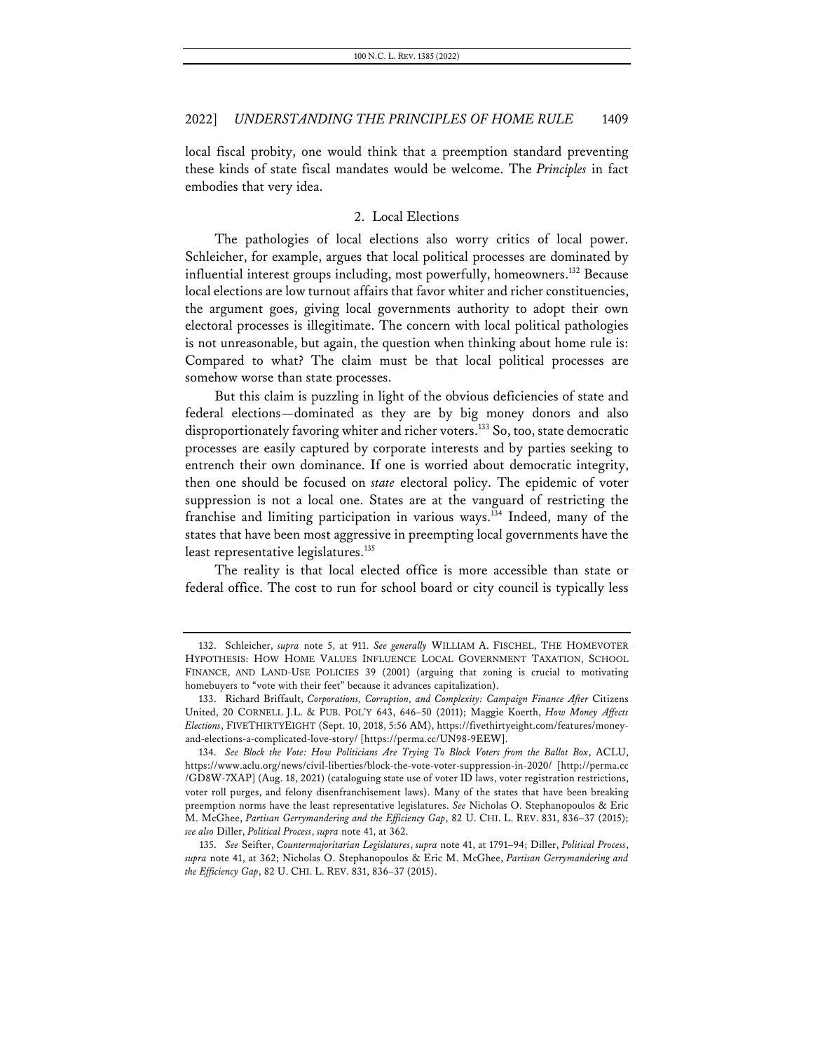local fiscal probity, one would think that a preemption standard preventing these kinds of state fiscal mandates would be welcome. The *Principles* in fact embodies that very idea.

### 2. Local Elections

The pathologies of local elections also worry critics of local power. Schleicher, for example, argues that local political processes are dominated by influential interest groups including, most powerfully, homeowners.[132] Because local elections are low turnout affairs that favor whiter and richer constituencies, the argument goes, giving local governments authority to adopt their own electoral processes is illegitimate. The concern with local political pathologies is not unreasonable, but again, the question when thinking about home rule is: Compared to what? The claim must be that local political processes are somehow worse than state processes.

But this claim is puzzling in light of the obvious deficiencies of state and federal elections—dominated as they are by big money donors and also disproportionately favoring whiter and richer voters.[133] So, too, state democratic processes are easily captured by corporate interests and by parties seeking to entrench their own dominance. If one is worried about democratic integrity, then one should be focused on *state* electoral policy. The epidemic of voter suppression is not a local one. States are at the vanguard of restricting the franchise and limiting participation in various ways.[134] Indeed, many of the states that have been most aggressive in preempting local governments have the least representative legislatures.[135]

The reality is that local elected office is more accessible than state or federal office. The cost to run for school board or city council is typically less

132. Schleicher, *supra* note 5, at 911. *See generally* WILLIAM A. FISCHEL, THE HOMEVOTER HYPOTHESIS: HOW HOME VALUES INFLUENCE LOCAL GOVERNMENT TAXATION, SCHOOL FINANCE, AND LAND-USE POLICIES 39 (2001) (arguing that zoning is crucial to motivating homebuyers to "vote with their feet" because it advances capitalization).

133. Richard Briffault, *Corporations, Corruption, and Complexity: Campaign Finance After* Citizens United, 20 CORNELL J.L. & PUB. POL'Y 643, 646–50 (2011); Maggie Koerth, *How Money Affects Elections*, FIVETHIRTYEIGHT (Sept. 10, 2018, 5:56 AM), https://fivethirtyeight.com/features/money-and-elections-a-complicated-love-story/ [https://perma.cc/UN98-9EEW].

134. *See Block the Vote: How Politicians Are Trying To Block Voters from the Ballot Box*, ACLU, https://www.aclu.org/news/civil-liberties/block-the-vote-voter-suppression-in-2020/ [http://perma.cc/GD8W-7XAP] (Aug. 18, 2021) (cataloguing state use of voter ID laws, voter registration restrictions, voter roll purges, and felony disenfranchisement laws). Many of the states that have been breaking preemption norms have the least representative legislatures. *See* Nicholas O. Stephanopoulos & Eric M. McGhee, *Partisan Gerrymandering and the Efficiency Gap*, 82 U. CHI. L. REV. 831, 836–37 (2015); *see also* Diller, *Political Process*, *supra* note 41, at 362.

135. *See* Seifter, *Countermajoritarian Legislatures*, *supra* note 41, at 1791–94; Diller, *Political Process*, *supra* note 41, at 362; Nicholas O. Stephanopoulos & Eric M. McGhee, *Partisan Gerrymandering and the Efficiency Gap*, 82 U. CHI. L. REV. 831, 836–37 (2015).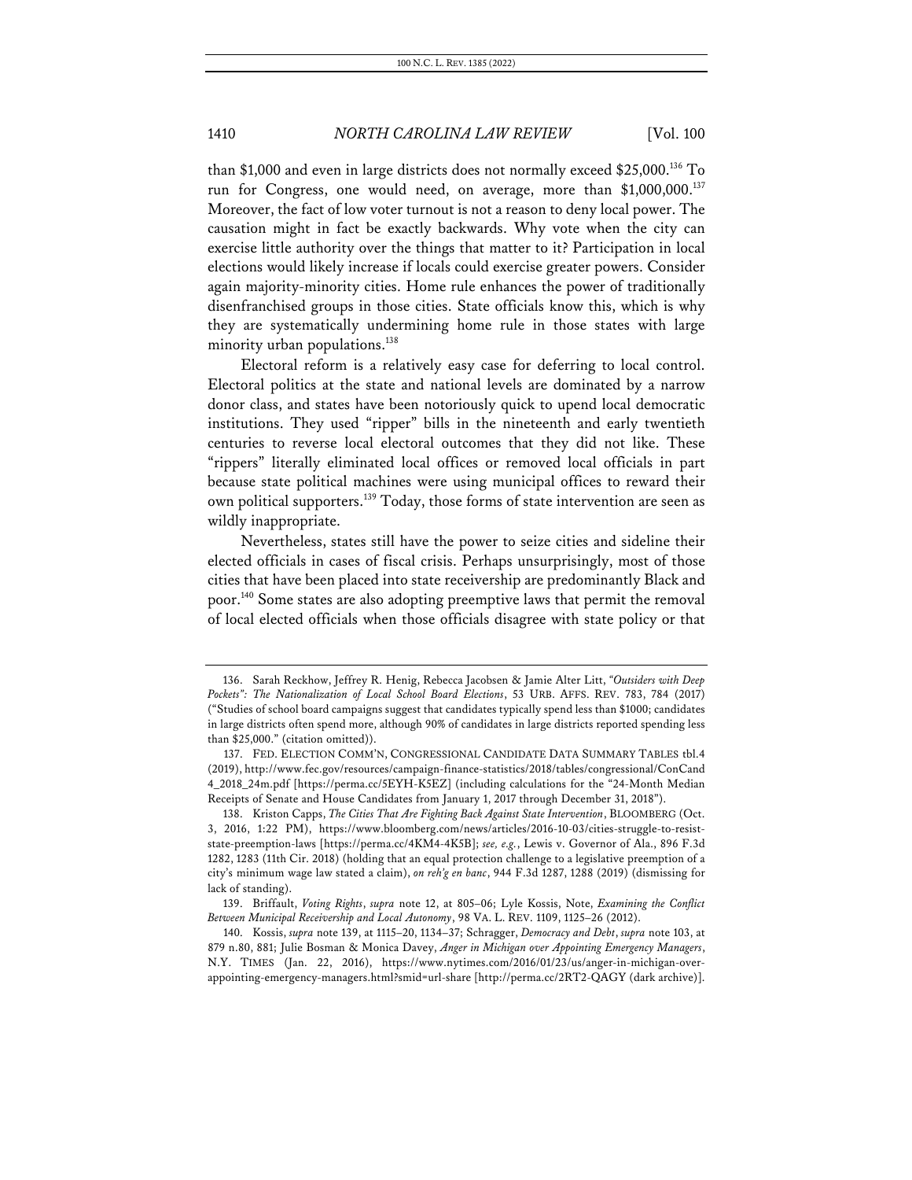than $1,000 and even in large districts does not normally exceed $25,000.[136] To run for Congress, one would need, on average, more than $1,000,000.[137] Moreover, the fact of low voter turnout is not a reason to deny local power. The causation might in fact be exactly backwards. Why vote when the city can exercise little authority over the things that matter to it? Participation in local elections would likely increase if locals could exercise greater powers. Consider again majority-minority cities. Home rule enhances the power of traditionally disenfranchised groups in those cities. State officials know this, which is why they are systematically undermining home rule in those states with large minority urban populations.[138]

Electoral reform is a relatively easy case for deferring to local control. Electoral politics at the state and national levels are dominated by a narrow donor class, and states have been notoriously quick to upend local democratic institutions. They used "ripper" bills in the nineteenth and early twentieth centuries to reverse local electoral outcomes that they did not like. These "rippers" literally eliminated local offices or removed local officials in part because state political machines were using municipal offices to reward their own political supporters.[139] Today, those forms of state intervention are seen as wildly inappropriate.

Nevertheless, states still have the power to seize cities and sideline their elected officials in cases of fiscal crisis. Perhaps unsurprisingly, most of those cities that have been placed into state receivership are predominantly Black and poor.[140] Some states are also adopting preemptive laws that permit the removal of local elected officials when those officials disagree with state policy or that

---

136. Sarah Reckhow, Jeffrey R. Henig, Rebecca Jacobsen & Jamie Alter Litt, *"Outsiders with Deep Pockets": The Nationalization of Local School Board Elections*, 53 URB. AFFS. REV. 783, 784 (2017) ("Studies of school board campaigns suggest that candidates typically spend less than $1000; candidates in large districts often spend more, although 90% of candidates in large districts reported spending less than $25,000." (citation omitted)).

137. FED. ELECTION COMM'N, CONGRESSIONAL CANDIDATE DATA SUMMARY TABLES tbl.4 (2019), http://www.fec.gov/resources/campaign-finance-statistics/2018/tables/congressional/ConCand4_2018_24m.pdf [https://perma.cc/5EYH-K5EZ] (including calculations for the "24-Month Median Receipts of Senate and House Candidates from January 1, 2017 through December 31, 2018").

138. Kriston Capps, *The Cities That Are Fighting Back Against State Intervention*, BLOOMBERG (Oct. 3, 2016, 1:22 PM), https://www.bloomberg.com/news/articles/2016-10-03/cities-struggle-to-resist-state-preemption-laws [https://perma.cc/4KM4-4K5B]; *see, e.g.*, Lewis v. Governor of Ala., 896 F.3d 1282, 1283 (11th Cir. 2018) (holding that an equal protection challenge to a legislative preemption of a city's minimum wage law stated a claim), *on reh'g en banc*, 944 F.3d 1287, 1288 (2019) (dismissing for lack of standing).

139. Briffault, *Voting Rights*, *supra* note 12, at 805–06; Lyle Kossis, Note, *Examining the Conflict Between Municipal Receivership and Local Autonomy*, 98 VA. L. REV. 1109, 1125–26 (2012).

140. Kossis, *supra* note 139, at 1115–20, 1134–37; Schragger, *Democracy and Debt*, *supra* note 103, at 879 n.80, 881; Julie Bosman & Monica Davey, *Anger in Michigan over Appointing Emergency Managers*, N.Y. TIMES (Jan. 22, 2016), https://www.nytimes.com/2016/01/23/us/anger-in-michigan-over-appointing-emergency-managers.html?smid=url-share [http://perma.cc/2RT2-QAGY (dark archive)].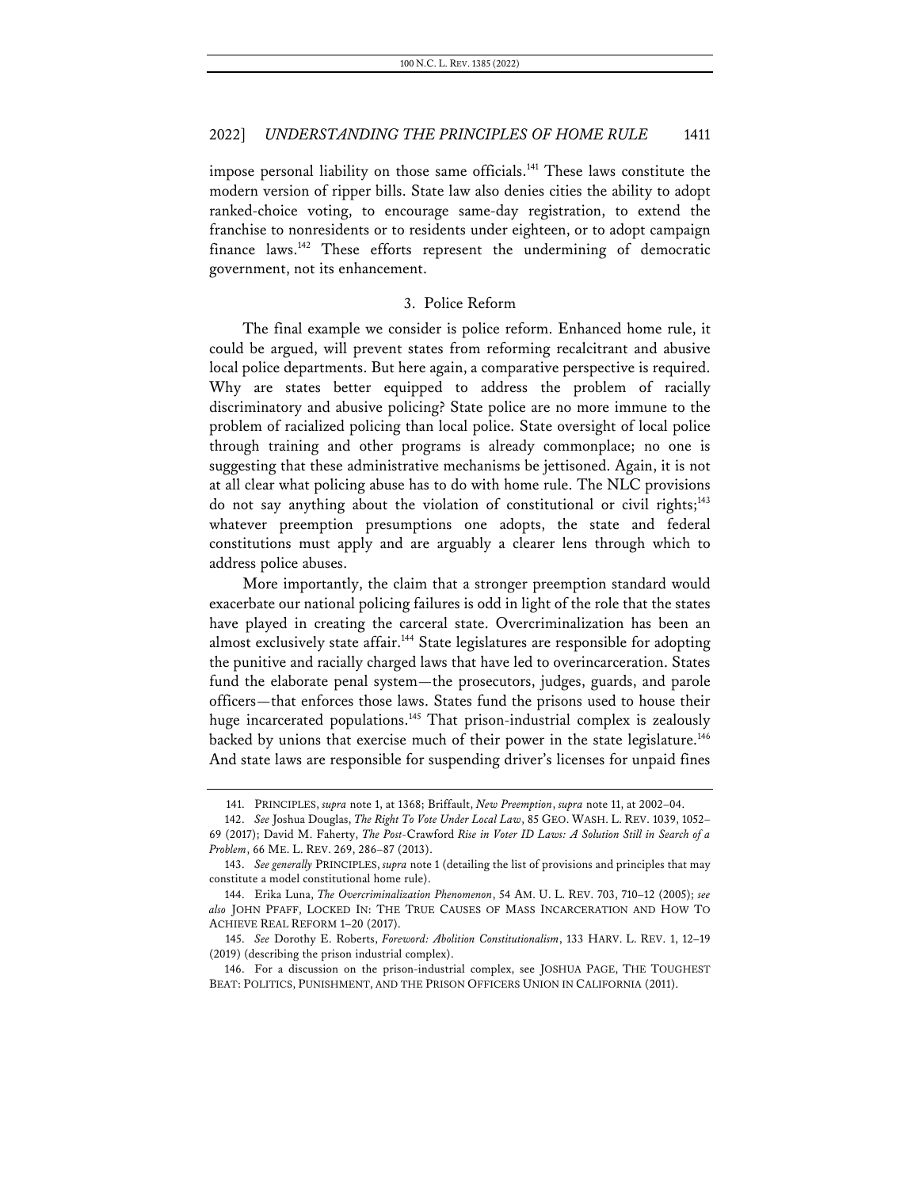impose personal liability on those same officials.[141] These laws constitute the modern version of ripper bills. State law also denies cities the ability to adopt ranked-choice voting, to encourage same-day registration, to extend the franchise to nonresidents or to residents under eighteen, or to adopt campaign finance laws.[142] These efforts represent the undermining of democratic government, not its enhancement.

### 3. Police Reform

The final example we consider is police reform. Enhanced home rule, it could be argued, will prevent states from reforming recalcitrant and abusive local police departments. But here again, a comparative perspective is required. Why are states better equipped to address the problem of racially discriminatory and abusive policing? State police are no more immune to the problem of racialized policing than local police. State oversight of local police through training and other programs is already commonplace; no one is suggesting that these administrative mechanisms be jettisoned. Again, it is not at all clear what policing abuse has to do with home rule. The NLC provisions do not say anything about the violation of constitutional or civil rights;[143] whatever preemption presumptions one adopts, the state and federal constitutions must apply and are arguably a clearer lens through which to address police abuses.

More importantly, the claim that a stronger preemption standard would exacerbate our national policing failures is odd in light of the role that the states have played in creating the carceral state. Overcriminalization has been an almost exclusively state affair.[144] State legislatures are responsible for adopting the punitive and racially charged laws that have led to overincarceration. States fund the elaborate penal system—the prosecutors, judges, guards, and parole officers—that enforces those laws. States fund the prisons used to house their huge incarcerated populations.[145] That prison-industrial complex is zealously backed by unions that exercise much of their power in the state legislature.[146] And state laws are responsible for suspending driver's licenses for unpaid fines

---

141. PRINCIPLES, *supra* note 1, at 1368; Briffault, *New Preemption*, *supra* note 11, at 2002–04.

142. *See* Joshua Douglas, *The Right To Vote Under Local Law*, 85 GEO. WASH. L. REV. 1039, 1052–69 (2017); David M. Faherty, *The Post-*Crawford *Rise in Voter ID Laws: A Solution Still in Search of a Problem*, 66 ME. L. REV. 269, 286–87 (2013).

143. *See generally* PRINCIPLES, *supra* note 1 (detailing the list of provisions and principles that may constitute a model constitutional home rule).

144. Erika Luna, *The Overcriminalization Phenomenon*, 54 AM. U. L. REV. 703, 710–12 (2005); *see also* JOHN PFAFF, LOCKED IN: THE TRUE CAUSES OF MASS INCARCERATION AND HOW TO ACHIEVE REAL REFORM 1–20 (2017).

145. *See* Dorothy E. Roberts, *Foreword: Abolition Constitutionalism*, 133 HARV. L. REV. 1, 12–19 (2019) (describing the prison industrial complex).

146. For a discussion on the prison-industrial complex, see JOSHUA PAGE, THE TOUGHEST BEAT: POLITICS, PUNISHMENT, AND THE PRISON OFFICERS UNION IN CALIFORNIA (2011).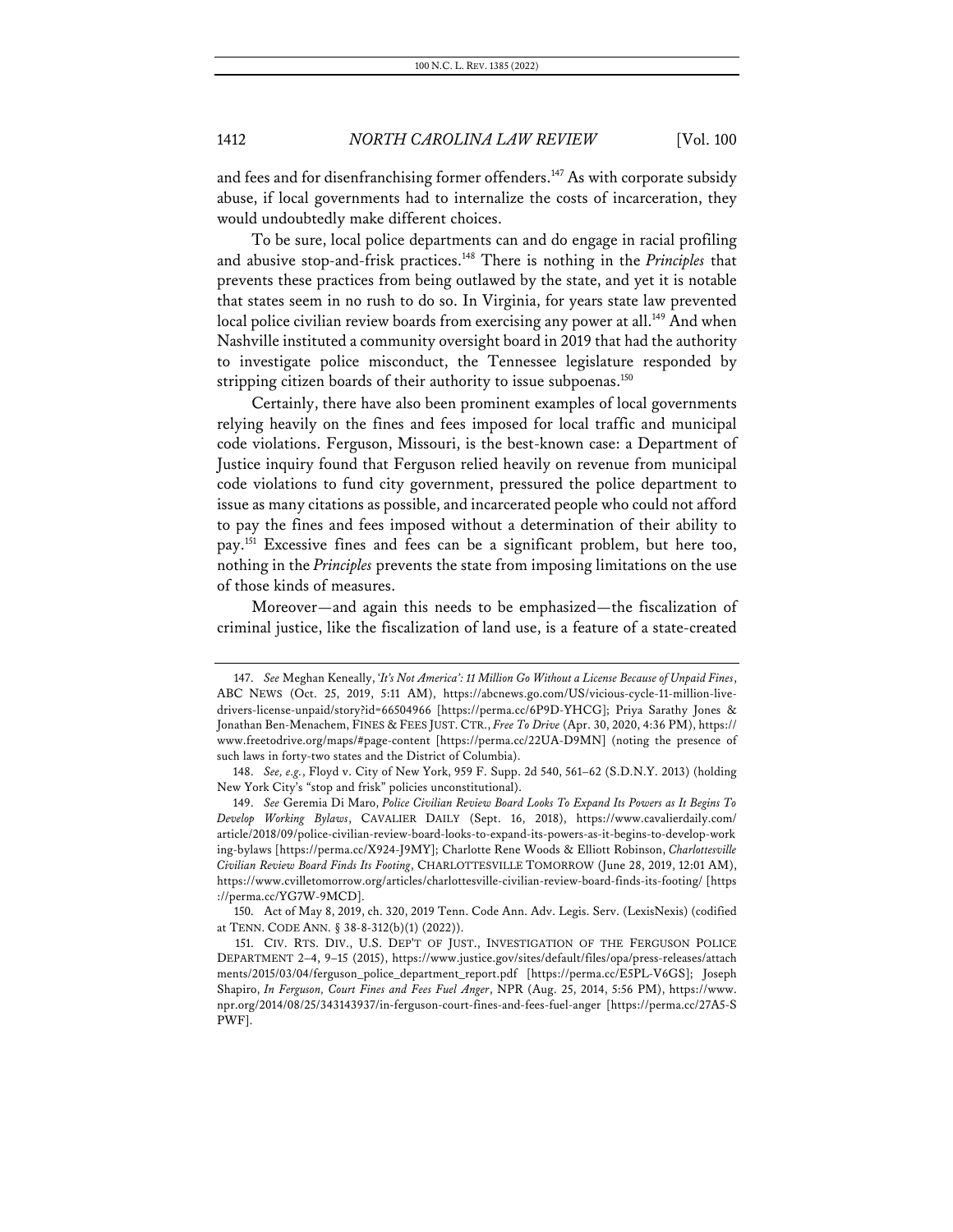and fees and for disenfranchising former offenders.[147] As with corporate subsidy abuse, if local governments had to internalize the costs of incarceration, they would undoubtedly make different choices.

To be sure, local police departments can and do engage in racial profiling and abusive stop-and-frisk practices.[148] There is nothing in the *Principles* that prevents these practices from being outlawed by the state, and yet it is notable that states seem in no rush to do so. In Virginia, for years state law prevented local police civilian review boards from exercising any power at all.[149] And when Nashville instituted a community oversight board in 2019 that had the authority to investigate police misconduct, the Tennessee legislature responded by stripping citizen boards of their authority to issue subpoenas.[150]

Certainly, there have also been prominent examples of local governments relying heavily on the fines and fees imposed for local traffic and municipal code violations. Ferguson, Missouri, is the best-known case: a Department of Justice inquiry found that Ferguson relied heavily on revenue from municipal code violations to fund city government, pressured the police department to issue as many citations as possible, and incarcerated people who could not afford to pay the fines and fees imposed without a determination of their ability to pay.[151] Excessive fines and fees can be a significant problem, but here too, nothing in the *Principles* prevents the state from imposing limitations on the use of those kinds of measures.

Moreover—and again this needs to be emphasized—the fiscalization of criminal justice, like the fiscalization of land use, is a feature of a state-created

---

147. *See* Meghan Keneally, *'It's Not America': 11 Million Go Without a License Because of Unpaid Fines*, ABC NEWS (Oct. 25, 2019, 5:11 AM), https://abcnews.go.com/US/vicious-cycle-11-million-live-drivers-license-unpaid/story?id=66504966 [https://perma.cc/6P9D-YHCG]; Priya Sarathy Jones & Jonathan Ben-Menachem, FINES & FEES JUST. CTR., *Free To Drive* (Apr. 30, 2020, 4:36 PM), https://www.freetodrive.org/maps/#page-content [https://perma.cc/22UA-D9MN] (noting the presence of such laws in forty-two states and the District of Columbia).

148. *See, e.g.*, Floyd v. City of New York, 959 F. Supp. 2d 540, 561–62 (S.D.N.Y. 2013) (holding New York City's "stop and frisk" policies unconstitutional).

149. *See* Geremia Di Maro, *Police Civilian Review Board Looks To Expand Its Powers as It Begins To Develop Working Bylaws*, CAVALIER DAILY (Sept. 16, 2018), https://www.cavalierdaily.com/article/2018/09/police-civilian-review-board-looks-to-expand-its-powers-as-it-begins-to-develop-working-bylaws [https://perma.cc/X924-J9MY]; Charlotte Rene Woods & Elliott Robinson, *Charlottesville Civilian Review Board Finds Its Footing*, CHARLOTTESVILLE TOMORROW (June 28, 2019, 12:01 AM), https://www.cvilletomorrow.org/articles/charlottesville-civilian-review-board-finds-its-footing/ [https://perma.cc/YG7W-9MCD].

150. Act of May 8, 2019, ch. 320, 2019 Tenn. Code Ann. Adv. Legis. Serv. (LexisNexis) (codified at TENN. CODE ANN. § 38-8-312(b)(1) (2022)).

151. CIV. RTS. DIV., U.S. DEP'T OF JUST., INVESTIGATION OF THE FERGUSON POLICE DEPARTMENT 2–4, 9–15 (2015), https://www.justice.gov/sites/default/files/opa/press-releases/attachments/2015/03/04/ferguson_police_department_report.pdf [https://perma.cc/E5PL-V6GS]; Joseph Shapiro, *In Ferguson, Court Fines and Fees Fuel Anger*, NPR (Aug. 25, 2014, 5:56 PM), https://www.npr.org/2014/08/25/343143937/in-ferguson-court-fines-and-fees-fuel-anger [https://perma.cc/27A5-SPWF].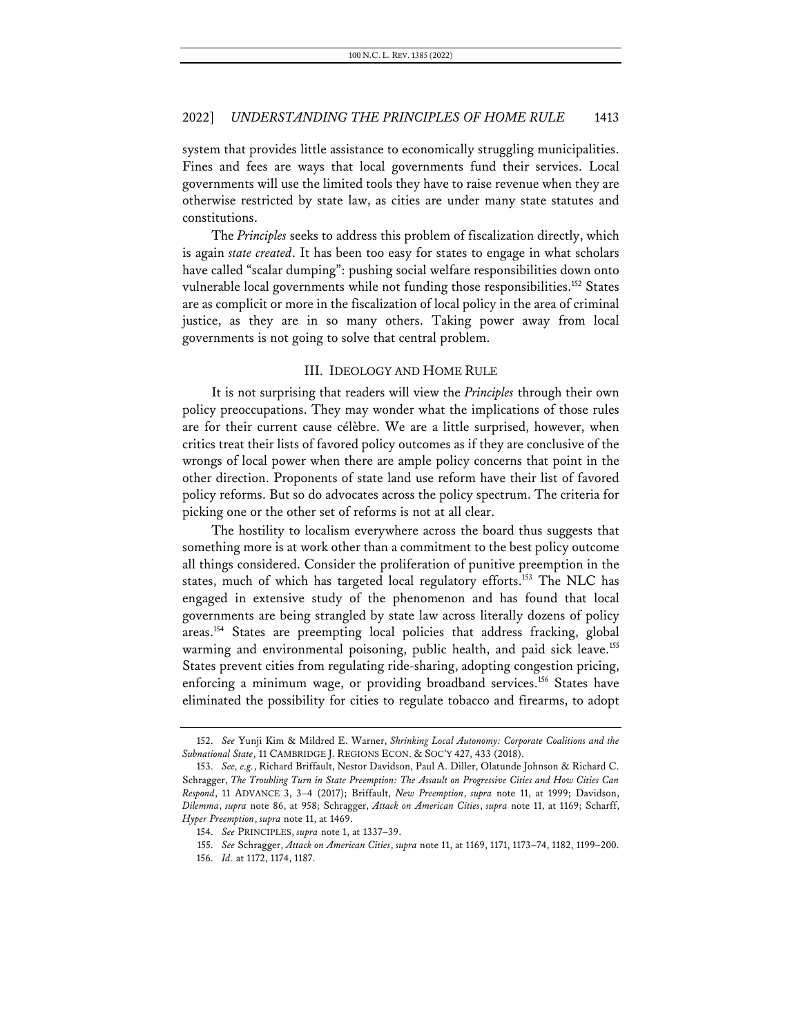system that provides little assistance to economically struggling municipalities. Fines and fees are ways that local governments fund their services. Local governments will use the limited tools they have to raise revenue when they are otherwise restricted by state law, as cities are under many state statutes and constitutions.

The *Principles* seeks to address this problem of fiscalization directly, which is again *state created*. It has been too easy for states to engage in what scholars have called "scalar dumping": pushing social welfare responsibilities down onto vulnerable local governments while not funding those responsibilities.[152] States are as complicit or more in the fiscalization of local policy in the area of criminal justice, as they are in so many others. Taking power away from local governments is not going to solve that central problem.

## III. IDEOLOGY AND HOME RULE

It is not surprising that readers will view the *Principles* through their own policy preoccupations. They may wonder what the implications of those rules are for their current cause célèbre. We are a little surprised, however, when critics treat their lists of favored policy outcomes as if they are conclusive of the wrongs of local power when there are ample policy concerns that point in the other direction. Proponents of state land use reform have their list of favored policy reforms. But so do advocates across the policy spectrum. The criteria for picking one or the other set of reforms is not at all clear.

The hostility to localism everywhere across the board thus suggests that something more is at work other than a commitment to the best policy outcome all things considered. Consider the proliferation of punitive preemption in the states, much of which has targeted local regulatory efforts.[153] The NLC has engaged in extensive study of the phenomenon and has found that local governments are being strangled by state law across literally dozens of policy areas.[154] States are preempting local policies that address fracking, global warming and environmental poisoning, public health, and paid sick leave.[155] States prevent cities from regulating ride-sharing, adopting congestion pricing, enforcing a minimum wage, or providing broadband services.[156] States have eliminated the possibility for cities to regulate tobacco and firearms, to adopt

---

152. *See* Yunji Kim & Mildred E. Warner, *Shrinking Local Autonomy: Corporate Coalitions and the Subnational State*, 11 CAMBRIDGE J. REGIONS ECON. & SOC'Y 427, 433 (2018).

153. *See, e.g.*, Richard Briffault, Nestor Davidson, Paul A. Diller, Olatunde Johnson & Richard C. Schragger, *The Troubling Turn in State Preemption: The Assault on Progressive Cities and How Cities Can Respond*, 11 ADVANCE 3, 3–4 (2017); Briffault, *New Preemption*, *supra* note 11, at 1999; Davidson, *Dilemma*, *supra* note 86, at 958; Schragger, *Attack on American Cities*, *supra* note 11, at 1169; Scharff, *Hyper Preemption*, *supra* note 11, at 1469.

154. *See* PRINCIPLES, *supra* note 1, at 1337–39.

155. *See* Schragger, *Attack on American Cities*, *supra* note 11, at 1169, 1171, 1173–74, 1182, 1199–200.

156. *Id.* at 1172, 1174, 1187.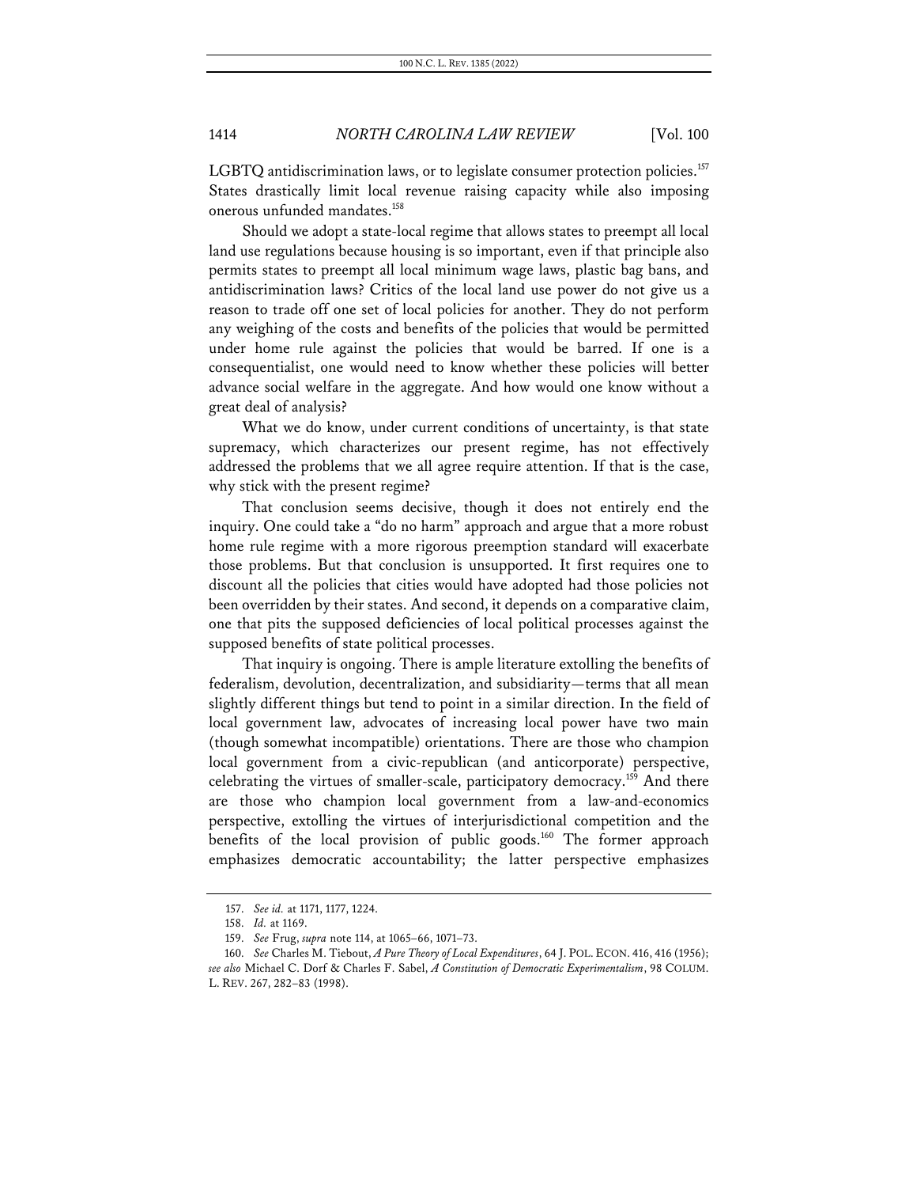LGBTQ antidiscrimination laws, or to legislate consumer protection policies.[157] States drastically limit local revenue raising capacity while also imposing onerous unfunded mandates.[158]

Should we adopt a state-local regime that allows states to preempt all local land use regulations because housing is so important, even if that principle also permits states to preempt all local minimum wage laws, plastic bag bans, and antidiscrimination laws? Critics of the local land use power do not give us a reason to trade off one set of local policies for another. They do not perform any weighing of the costs and benefits of the policies that would be permitted under home rule against the policies that would be barred. If one is a consequentialist, one would need to know whether these policies will better advance social welfare in the aggregate. And how would one know without a great deal of analysis?

What we do know, under current conditions of uncertainty, is that state supremacy, which characterizes our present regime, has not effectively addressed the problems that we all agree require attention. If that is the case, why stick with the present regime?

That conclusion seems decisive, though it does not entirely end the inquiry. One could take a "do no harm" approach and argue that a more robust home rule regime with a more rigorous preemption standard will exacerbate those problems. But that conclusion is unsupported. It first requires one to discount all the policies that cities would have adopted had those policies not been overridden by their states. And second, it depends on a comparative claim, one that pits the supposed deficiencies of local political processes against the supposed benefits of state political processes.

That inquiry is ongoing. There is ample literature extolling the benefits of federalism, devolution, decentralization, and subsidiarity—terms that all mean slightly different things but tend to point in a similar direction. In the field of local government law, advocates of increasing local power have two main (though somewhat incompatible) orientations. There are those who champion local government from a civic-republican (and anticorporate) perspective, celebrating the virtues of smaller-scale, participatory democracy.[159] And there are those who champion local government from a law-and-economics perspective, extolling the virtues of interjurisdictional competition and the benefits of the local provision of public goods.[160] The former approach emphasizes democratic accountability; the latter perspective emphasizes

---

157. *See id.* at 1171, 1177, 1224.

158. *Id.* at 1169.

159. *See* Frug, *supra* note 114, at 1065–66, 1071–73.

160. *See* Charles M. Tiebout, *A Pure Theory of Local Expenditures*, 64 J. POL. ECON. 416, 416 (1956); *see also* Michael C. Dorf & Charles F. Sabel, *A Constitution of Democratic Experimentalism*, 98 COLUM. L. REV. 267, 282–83 (1998).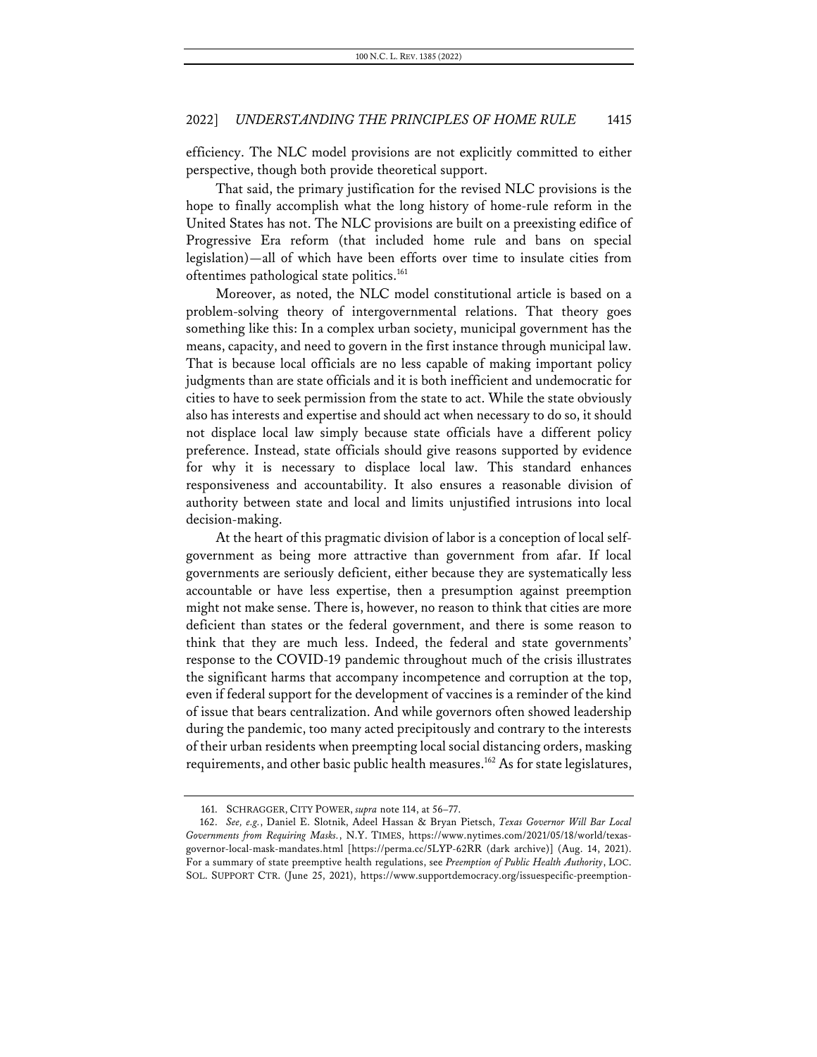efficiency. The NLC model provisions are not explicitly committed to either perspective, though both provide theoretical support.

That said, the primary justification for the revised NLC provisions is the hope to finally accomplish what the long history of home-rule reform in the United States has not. The NLC provisions are built on a preexisting edifice of Progressive Era reform (that included home rule and bans on special legislation)—all of which have been efforts over time to insulate cities from oftentimes pathological state politics.[161]

Moreover, as noted, the NLC model constitutional article is based on a problem-solving theory of intergovernmental relations. That theory goes something like this: In a complex urban society, municipal government has the means, capacity, and need to govern in the first instance through municipal law. That is because local officials are no less capable of making important policy judgments than are state officials and it is both inefficient and undemocratic for cities to have to seek permission from the state to act. While the state obviously also has interests and expertise and should act when necessary to do so, it should not displace local law simply because state officials have a different policy preference. Instead, state officials should give reasons supported by evidence for why it is necessary to displace local law. This standard enhances responsiveness and accountability. It also ensures a reasonable division of authority between state and local and limits unjustified intrusions into local decision-making.

At the heart of this pragmatic division of labor is a conception of local self-government as being more attractive than government from afar. If local governments are seriously deficient, either because they are systematically less accountable or have less expertise, then a presumption against preemption might not make sense. There is, however, no reason to think that cities are more deficient than states or the federal government, and there is some reason to think that they are much less. Indeed, the federal and state governments' response to the COVID-19 pandemic throughout much of the crisis illustrates the significant harms that accompany incompetence and corruption at the top, even if federal support for the development of vaccines is a reminder of the kind of issue that bears centralization. And while governors often showed leadership during the pandemic, too many acted precipitously and contrary to the interests of their urban residents when preempting local social distancing orders, masking requirements, and other basic public health measures.[162] As for state legislatures,

161. SCHRAGGER, CITY POWER, *supra* note 114, at 56–77.

162. *See, e.g.*, Daniel E. Slotnik, Adeel Hassan & Bryan Pietsch, *Texas Governor Will Bar Local Governments from Requiring Masks.*, N.Y. TIMES, https://www.nytimes.com/2021/05/18/world/texas-governor-local-mask-mandates.html [https://perma.cc/5LYP-62RR (dark archive)] (Aug. 14, 2021). For a summary of state preemptive health regulations, see *Preemption of Public Health Authority*, LOC. SOL. SUPPORT CTR. (June 25, 2021), https://www.supportdemocracy.org/issuespecific-preemption-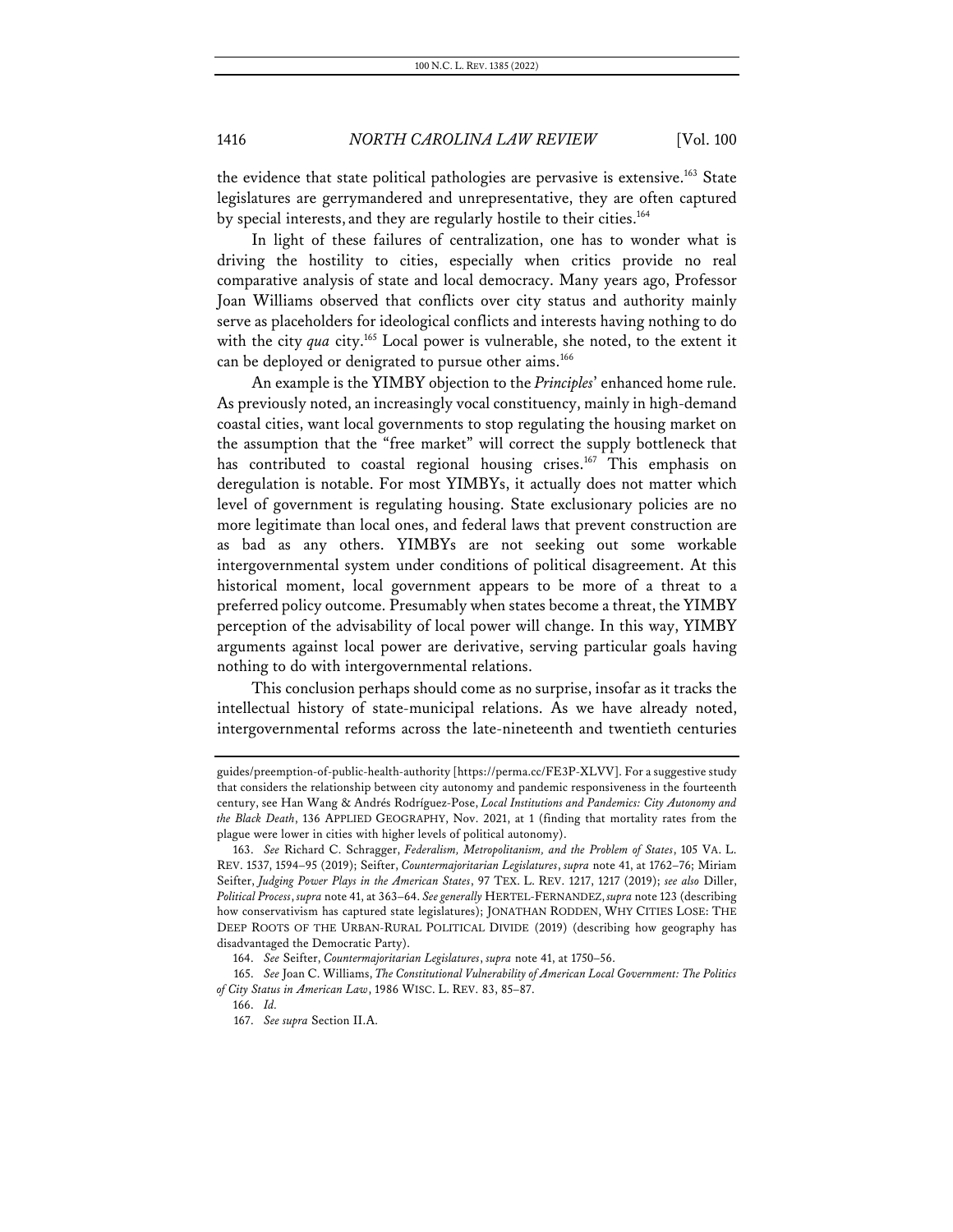the evidence that state political pathologies are pervasive is extensive.[163] State legislatures are gerrymandered and unrepresentative, they are often captured by special interests, and they are regularly hostile to their cities.[164]

In light of these failures of centralization, one has to wonder what is driving the hostility to cities, especially when critics provide no real comparative analysis of state and local democracy. Many years ago, Professor Joan Williams observed that conflicts over city status and authority mainly serve as placeholders for ideological conflicts and interests having nothing to do with the city *qua* city.[165] Local power is vulnerable, she noted, to the extent it can be deployed or denigrated to pursue other aims.[166]

An example is the YIMBY objection to the *Principles*' enhanced home rule. As previously noted, an increasingly vocal constituency, mainly in high-demand coastal cities, want local governments to stop regulating the housing market on the assumption that the "free market" will correct the supply bottleneck that has contributed to coastal regional housing crises.[167] This emphasis on deregulation is notable. For most YIMBYs, it actually does not matter which level of government is regulating housing. State exclusionary policies are no more legitimate than local ones, and federal laws that prevent construction are as bad as any others. YIMBYs are not seeking out some workable intergovernmental system under conditions of political disagreement. At this historical moment, local government appears to be more of a threat to a preferred policy outcome. Presumably when states become a threat, the YIMBY perception of the advisability of local power will change. In this way, YIMBY arguments against local power are derivative, serving particular goals having nothing to do with intergovernmental relations.

This conclusion perhaps should come as no surprise, insofar as it tracks the intellectual history of state-municipal relations. As we have already noted, intergovernmental reforms across the late-nineteenth and twentieth centuries

---

guides/preemption-of-public-health-authority [https://perma.cc/FE3P-XLVV]. For a suggestive study that considers the relationship between city autonomy and pandemic responsiveness in the fourteenth century, see Han Wang & Andrés Rodríguez-Pose, *Local Institutions and Pandemics: City Autonomy and the Black Death*, 136 APPLIED GEOGRAPHY, Nov. 2021, at 1 (finding that mortality rates from the plague were lower in cities with higher levels of political autonomy).

163. *See* Richard C. Schragger, *Federalism, Metropolitanism, and the Problem of States*, 105 VA. L. REV. 1537, 1594–95 (2019); Seifter, *Countermajoritarian Legislatures*, *supra* note 41, at 1762–76; Miriam Seifter, *Judging Power Plays in the American States*, 97 TEX. L. REV. 1217, 1217 (2019); *see also* Diller, *Political Process*, *supra* note 41, at 363–64. *See generally* HERTEL-FERNANDEZ, *supra* note 123 (describing how conservativism has captured state legislatures); JONATHAN RODDEN, WHY CITIES LOSE: THE DEEP ROOTS OF THE URBAN-RURAL POLITICAL DIVIDE (2019) (describing how geography has disadvantaged the Democratic Party).

164. *See* Seifter, *Countermajoritarian Legislatures*, *supra* note 41, at 1750–56.

165. *See* Joan C. Williams, *The Constitutional Vulnerability of American Local Government: The Politics of City Status in American Law*, 1986 WISC. L. REV. 83, 85–87.

166. *Id.*

167. *See supra* Section II.A.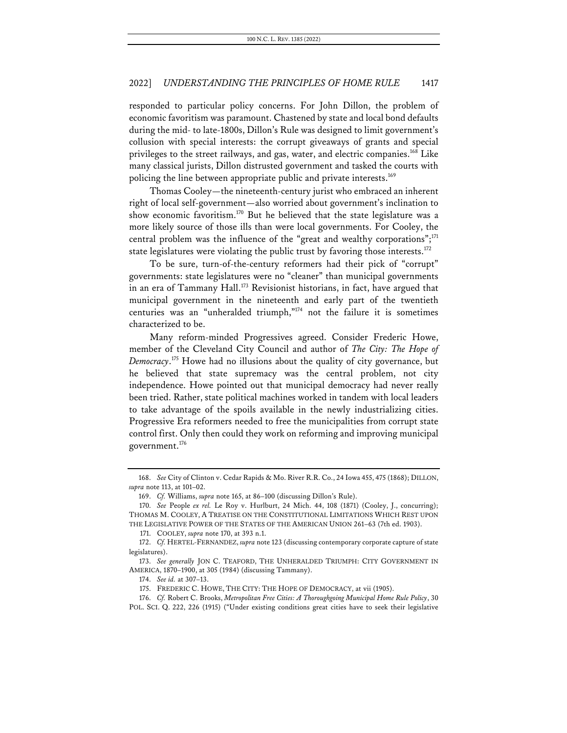responded to particular policy concerns. For John Dillon, the problem of economic favoritism was paramount. Chastened by state and local bond defaults during the mid- to late-1800s, Dillon's Rule was designed to limit government's collusion with special interests: the corrupt giveaways of grants and special privileges to the street railways, and gas, water, and electric companies.[168] Like many classical jurists, Dillon distrusted government and tasked the courts with policing the line between appropriate public and private interests.[169]

Thomas Cooley—the nineteenth-century jurist who embraced an inherent right of local self-government—also worried about government's inclination to show economic favoritism.[170] But he believed that the state legislature was a more likely source of those ills than were local governments. For Cooley, the central problem was the influence of the "great and wealthy corporations";[171] state legislatures were violating the public trust by favoring those interests.[172]

To be sure, turn-of-the-century reformers had their pick of "corrupt" governments: state legislatures were no "cleaner" than municipal governments in an era of Tammany Hall.[173] Revisionist historians, in fact, have argued that municipal government in the nineteenth and early part of the twentieth centuries was an "unheralded triumph,"[174] not the failure it is sometimes characterized to be.

Many reform-minded Progressives agreed. Consider Frederic Howe, member of the Cleveland City Council and author of *The City: The Hope of Democracy*.[175] Howe had no illusions about the quality of city governance, but he believed that state supremacy was the central problem, not city independence. Howe pointed out that municipal democracy had never really been tried. Rather, state political machines worked in tandem with local leaders to take advantage of the spoils available in the newly industrializing cities. Progressive Era reformers needed to free the municipalities from corrupt state control first. Only then could they work on reforming and improving municipal government.[176]

---

168. *See* City of Clinton v. Cedar Rapids & Mo. River R.R. Co., 24 Iowa 455, 475 (1868); DILLON, *supra* note 113, at 101–02.

169. *Cf.* Williams, *supra* note 165, at 86–100 (discussing Dillon's Rule).

170. *See* People *ex rel.* Le Roy v. Hurlburt, 24 Mich. 44, 108 (1871) (Cooley, J., concurring); THOMAS M. COOLEY, A TREATISE ON THE CONSTITUTIONAL LIMITATIONS WHICH REST UPON THE LEGISLATIVE POWER OF THE STATES OF THE AMERICAN UNION 261–63 (7th ed. 1903).

171. COOLEY, *supra* note 170, at 393 n.1.

172. *Cf.* HERTEL-FERNANDEZ, *supra* note 123 (discussing contemporary corporate capture of state legislatures).

173. *See generally* JON C. TEAFORD, THE UNHERALDED TRIUMPH: CITY GOVERNMENT IN AMERICA, 1870–1900, at 305 (1984) (discussing Tammany).

174. *See id.* at 307–13.

175. FREDERIC C. HOWE, THE CITY: THE HOPE OF DEMOCRACY, at vii (1905).

176. *Cf.* Robert C. Brooks, *Metropolitan Free Cities: A Thoroughgoing Municipal Home Rule Policy*, 30 POL. SCI. Q. 222, 226 (1915) ("Under existing conditions great cities have to seek their legislative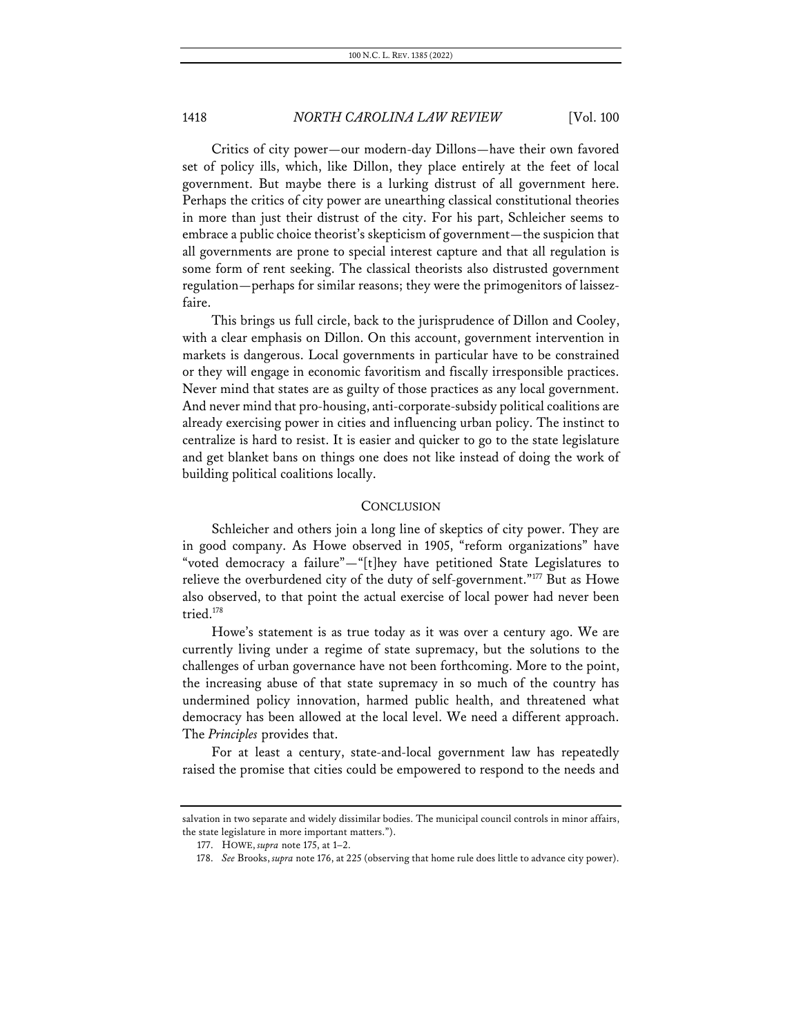Critics of city power—our modern-day Dillons—have their own favored set of policy ills, which, like Dillon, they place entirely at the feet of local government. But maybe there is a lurking distrust of all government here. Perhaps the critics of city power are unearthing classical constitutional theories in more than just their distrust of the city. For his part, Schleicher seems to embrace a public choice theorist's skepticism of government—the suspicion that all governments are prone to special interest capture and that all regulation is some form of rent seeking. The classical theorists also distrusted government regulation—perhaps for similar reasons; they were the primogenitors of laissez-faire.

This brings us full circle, back to the jurisprudence of Dillon and Cooley, with a clear emphasis on Dillon. On this account, government intervention in markets is dangerous. Local governments in particular have to be constrained or they will engage in economic favoritism and fiscally irresponsible practices. Never mind that states are as guilty of those practices as any local government. And never mind that pro-housing, anti-corporate-subsidy political coalitions are already exercising power in cities and influencing urban policy. The instinct to centralize is hard to resist. It is easier and quicker to go to the state legislature and get blanket bans on things one does not like instead of doing the work of building political coalitions locally.

## CONCLUSION

Schleicher and others join a long line of skeptics of city power. They are in good company. As Howe observed in 1905, "reform organizations" have "voted democracy a failure"—"[t]hey have petitioned State Legislatures to relieve the overburdened city of the duty of self-government."[177] But as Howe also observed, to that point the actual exercise of local power had never been tried.[178]

Howe's statement is as true today as it was over a century ago. We are currently living under a regime of state supremacy, but the solutions to the challenges of urban governance have not been forthcoming. More to the point, the increasing abuse of that state supremacy in so much of the country has undermined policy innovation, harmed public health, and threatened what democracy has been allowed at the local level. We need a different approach. The *Principles* provides that.

For at least a century, state-and-local government law has repeatedly raised the promise that cities could be empowered to respond to the needs and

---

salvation in two separate and widely dissimilar bodies. The municipal council controls in minor affairs, the state legislature in more important matters.").

177. HOWE, *supra* note 175, at 1–2.

178. *See* Brooks, *supra* note 176, at 225 (observing that home rule does little to advance city power).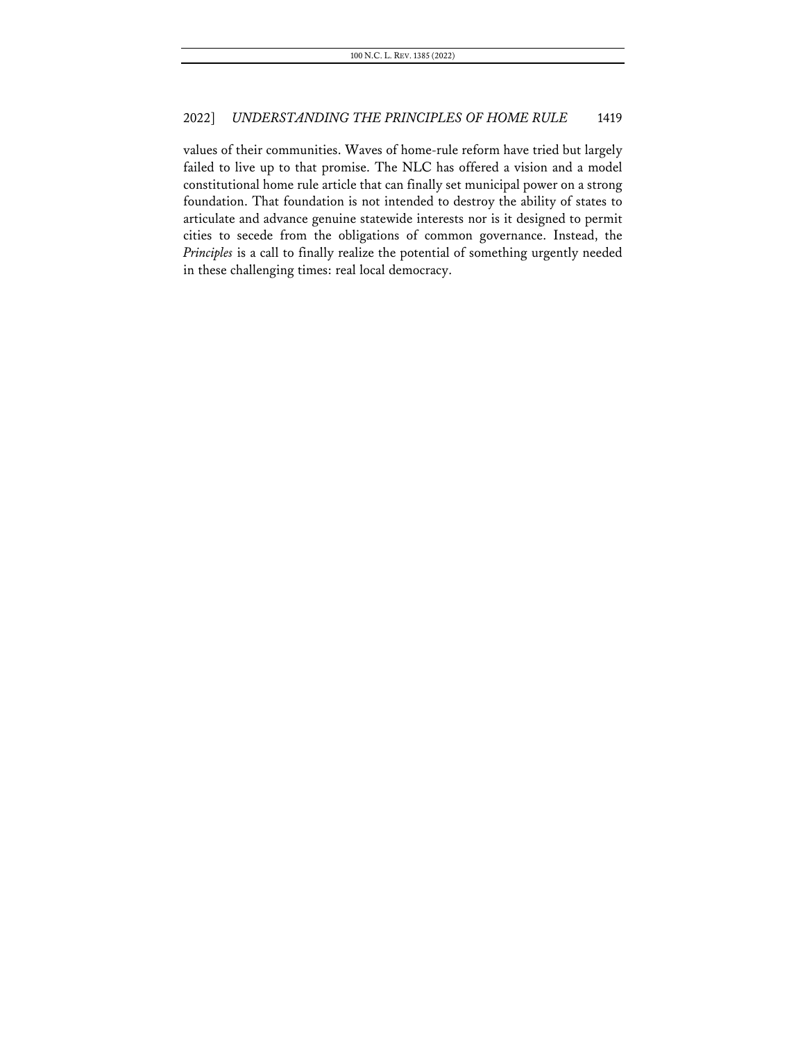values of their communities. Waves of home-rule reform have tried but largely failed to live up to that promise. The NLC has offered a vision and a model constitutional home rule article that can finally set municipal power on a strong foundation. That foundation is not intended to destroy the ability of states to articulate and advance genuine statewide interests nor is it designed to permit cities to secede from the obligations of common governance. Instead, the *Principles* is a call to finally realize the potential of something urgently needed in these challenging times: real local democracy.